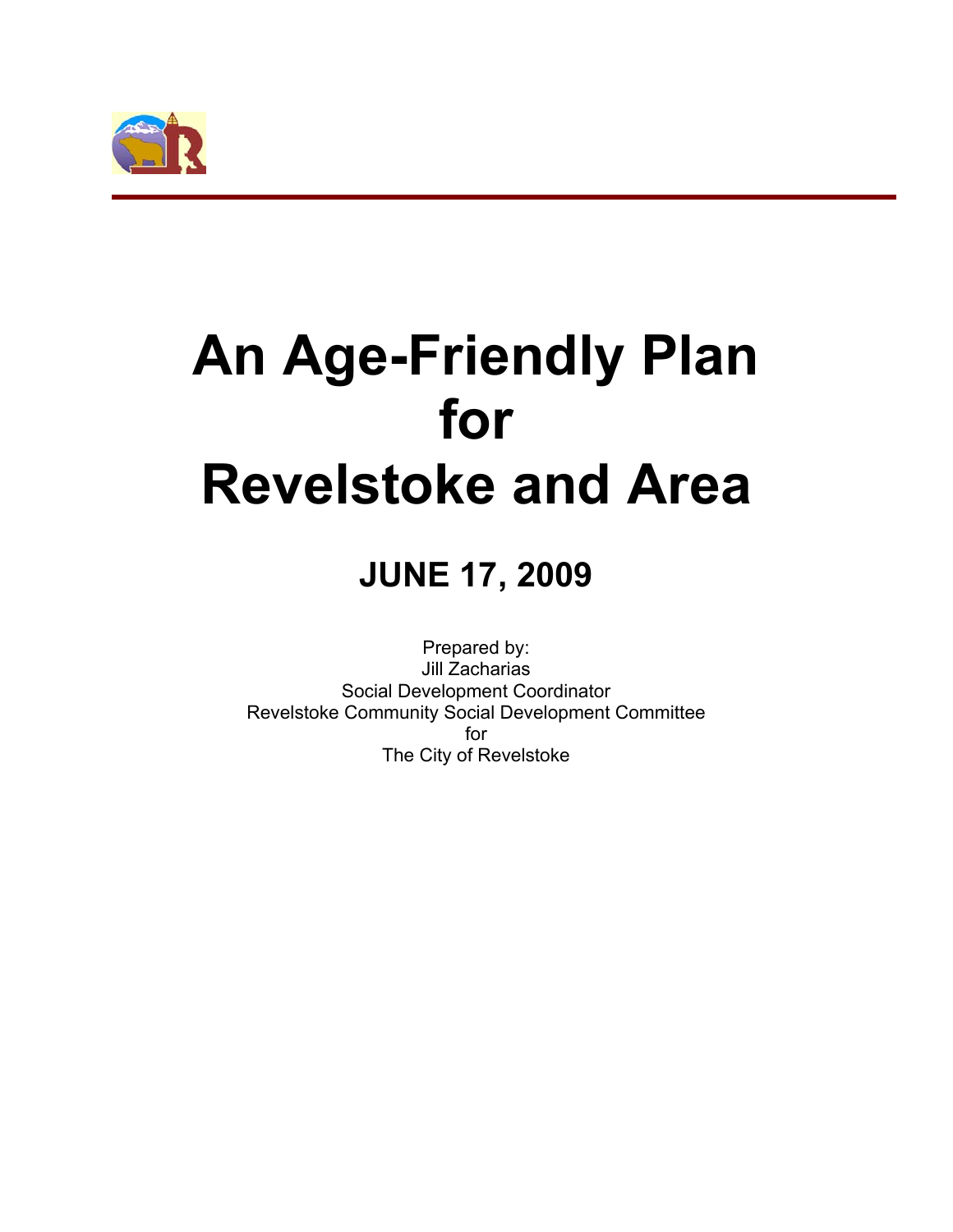# An Age-Friendly Plan for Revelstoke and Area

## JUNE 17, 2009

Prepared by:
Jill Zacharias
Social Development Coordinator
Revelstoke Community Social Development Committee
for
The City of Revelstoke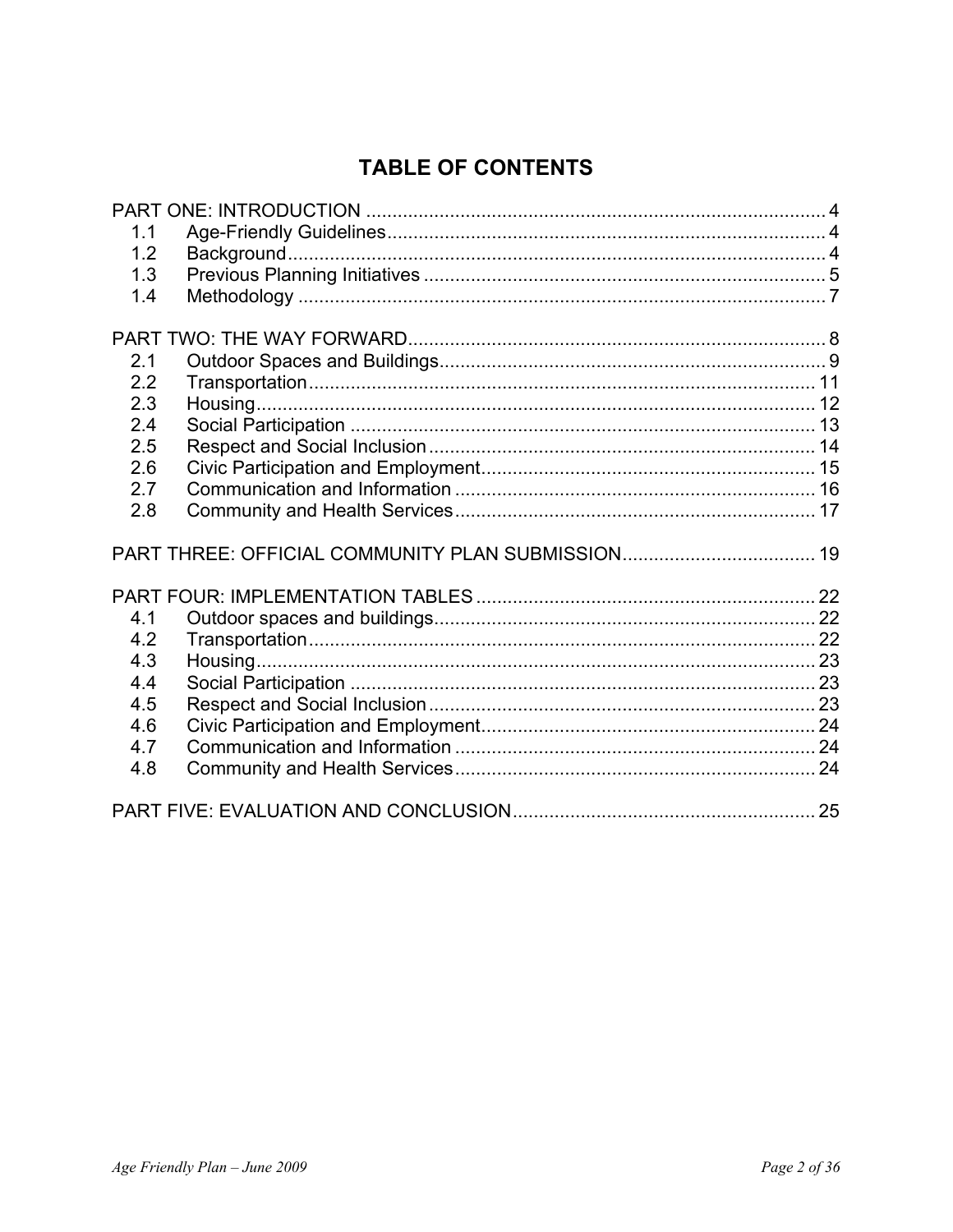# TABLE OF CONTENTS

PART ONE: INTRODUCTION .......................................................................................... 4
- 1.1 Age-Friendly Guidelines ....................................................................................... 4
- 1.2 Background ........................................................................................................ 4
- 1.3 Previous Planning Initiatives ............................................................................... 5
- 1.4 Methodology ....................................................................................................... 7

PART TWO: THE WAY FORWARD ................................................................................. 8
- 2.1 Outdoor Spaces and Buildings ............................................................................ 9
- 2.2 Transportation .................................................................................................... 11
- 2.3 Housing .............................................................................................................. 12
- 2.4 Social Participation ............................................................................................. 13
- 2.5 Respect and Social Inclusion .............................................................................. 14
- 2.6 Civic Participation and Employment ................................................................... 15
- 2.7 Communication and Information ........................................................................ 16
- 2.8 Community and Health Services ........................................................................ 17

PART THREE: OFFICIAL COMMUNITY PLAN SUBMISSION ...................................... 19

PART FOUR: IMPLEMENTATION TABLES .................................................................. 22
- 4.1 Outdoor spaces and buildings ............................................................................ 22
- 4.2 Transportation .................................................................................................... 22
- 4.3 Housing .............................................................................................................. 23
- 4.4 Social Participation ............................................................................................. 23
- 4.5 Respect and Social Inclusion .............................................................................. 23
- 4.6 Civic Participation and Employment ................................................................... 24
- 4.7 Communication and Information ........................................................................ 24
- 4.8 Community and Health Services ........................................................................ 24

PART FIVE: EVALUATION AND CONCLUSION ........................................................... 25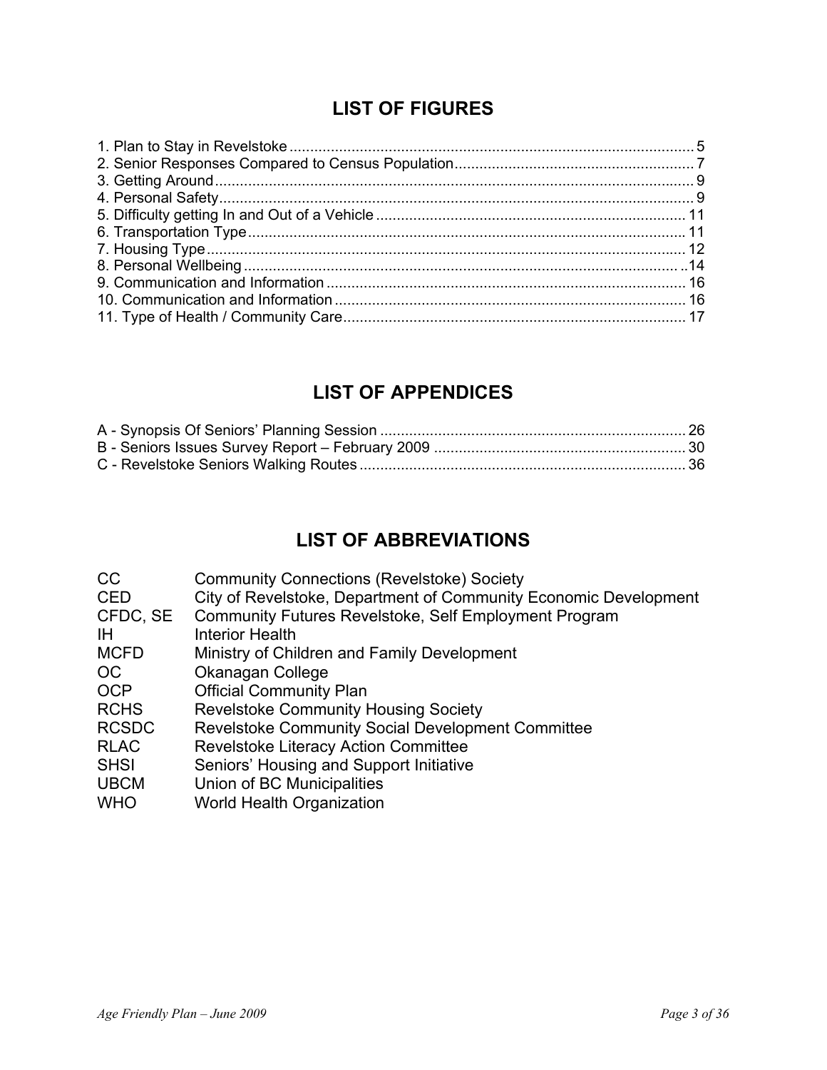## LIST OF FIGURES

1. Plan to Stay in Revelstoke ........................................................ 5
2. Senior Responses Compared to Census Population ........................................................ 7
3. Getting Around ........................................................ 9
4. Personal Safety ........................................................ 9
5. Difficulty getting In and Out of a Vehicle ........................................................ 11
6. Transportation Type ........................................................ 11
7. Housing Type ........................................................ 12
8. Personal Wellbeing ........................................................ ..14
9. Communication and Information ........................................................ 16
10. Communication and Information ........................................................ 16
11. Type of Health / Community Care ........................................................ 17

## LIST OF APPENDICES

A - Synopsis Of Seniors' Planning Session ........................................................ 26
B - Seniors Issues Survey Report – February 2009 ........................................................ 30
C - Revelstoke Seniors Walking Routes ........................................................ 36

## LIST OF ABBREVIATIONS

| | |
|---|---|
| CC | Community Connections (Revelstoke) Society |
| CED | City of Revelstoke, Department of Community Economic Development |
| CFDC, SE | Community Futures Revelstoke, Self Employment Program |
| IH | Interior Health |
| MCFD | Ministry of Children and Family Development |
| OC | Okanagan College |
| OCP | Official Community Plan |
| RCHS | Revelstoke Community Housing Society |
| RCSDC | Revelstoke Community Social Development Committee |
| RLAC | Revelstoke Literacy Action Committee |
| SHSI | Seniors' Housing and Support Initiative |
| UBCM | Union of BC Municipalities |
| WHO | World Health Organization |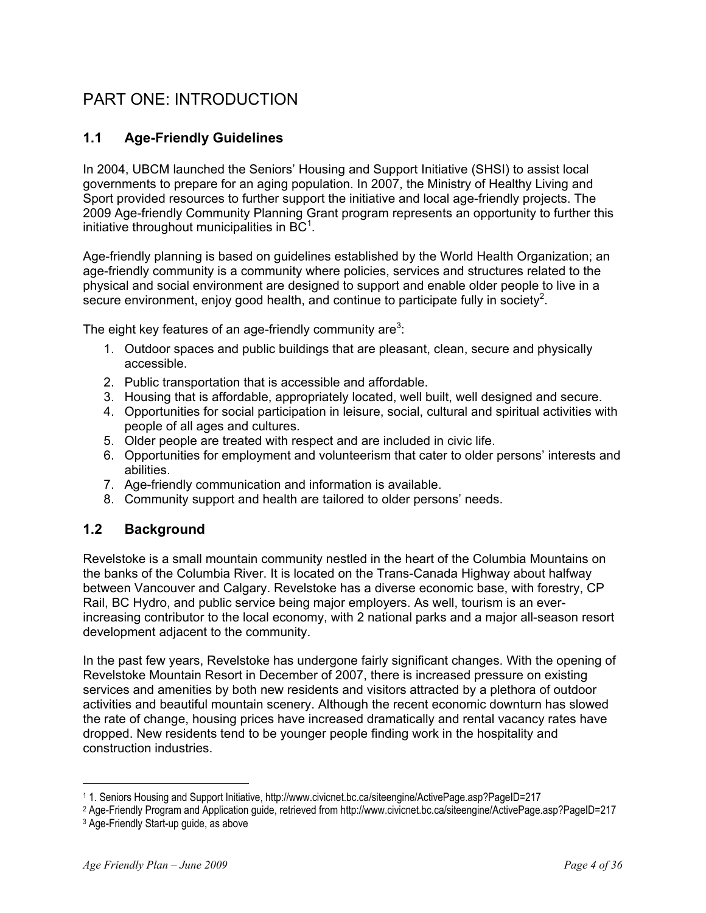# PART ONE: INTRODUCTION

## 1.1 Age-Friendly Guidelines

In 2004, UBCM launched the Seniors' Housing and Support Initiative (SHSI) to assist local governments to prepare for an aging population. In 2007, the Ministry of Healthy Living and Sport provided resources to further support the initiative and local age-friendly projects. The 2009 Age-friendly Community Planning Grant program represents an opportunity to further this initiative throughout municipalities in BC[1].

Age-friendly planning is based on guidelines established by the World Health Organization; an age-friendly community is a community where policies, services and structures related to the physical and social environment are designed to support and enable older people to live in a secure environment, enjoy good health, and continue to participate fully in society[2].

The eight key features of an age-friendly community are[3]:

1. Outdoor spaces and public buildings that are pleasant, clean, secure and physically accessible.
2. Public transportation that is accessible and affordable.
3. Housing that is affordable, appropriately located, well built, well designed and secure.
4. Opportunities for social participation in leisure, social, cultural and spiritual activities with people of all ages and cultures.
5. Older people are treated with respect and are included in civic life.
6. Opportunities for employment and volunteerism that cater to older persons' interests and abilities.
7. Age-friendly communication and information is available.
8. Community support and health are tailored to older persons' needs.

## 1.2 Background

Revelstoke is a small mountain community nestled in the heart of the Columbia Mountains on the banks of the Columbia River. It is located on the Trans-Canada Highway about halfway between Vancouver and Calgary. Revelstoke has a diverse economic base, with forestry, CP Rail, BC Hydro, and public service being major employers. As well, tourism is an ever-increasing contributor to the local economy, with 2 national parks and a major all-season resort development adjacent to the community.

In the past few years, Revelstoke has undergone fairly significant changes. With the opening of Revelstoke Mountain Resort in December of 2007, there is increased pressure on existing services and amenities by both new residents and visitors attracted by a plethora of outdoor activities and beautiful mountain scenery. Although the recent economic downturn has slowed the rate of change, housing prices have increased dramatically and rental vacancy rates have dropped. New residents tend to be younger people finding work in the hospitality and construction industries.

---

[1] 1. Seniors Housing and Support Initiative, http://www.civicnet.bc.ca/siteengine/ActivePage.asp?PageID=217

[2] Age-Friendly Program and Application guide, retrieved from http://www.civicnet.bc.ca/siteengine/ActivePage.asp?PageID=217

[3] Age-Friendly Start-up guide, as above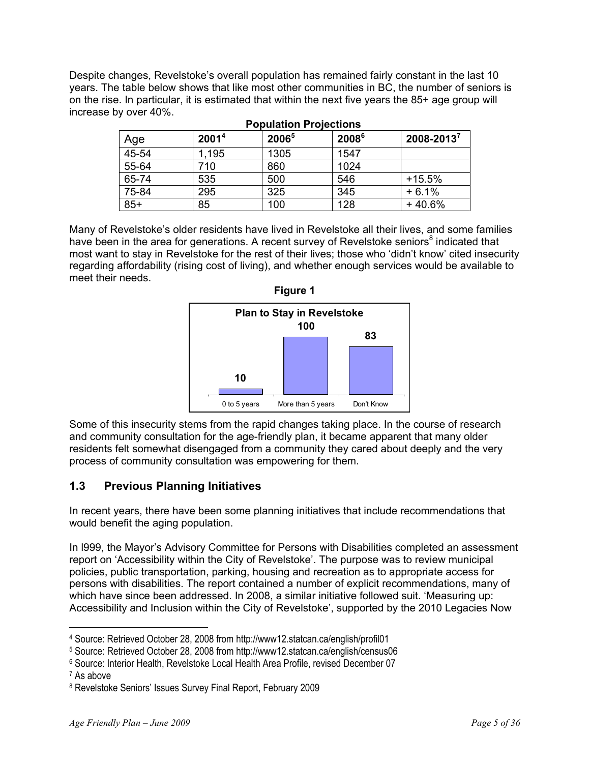Despite changes, Revelstoke's overall population has remained fairly constant in the last 10 years. The table below shows that like most other communities in BC, the number of seniors is on the rise. In particular, it is estimated that within the next five years the 85+ age group will increase by over 40%.

**Population Projections**

| Age | 2001[4] | 2006[5] | 2008[6] | 2008-2013[7] |
|---|---|---|---|---|
| 45-54 | 1,195 | 1305 | 1547 | |
| 55-64 | 710 | 860 | 1024 | |
| 65-74 | 535 | 500 | 546 | +15.5% |
| 75-84 | 295 | 325 | 345 | + 6.1% |
| 85+ | 85 | 100 | 128 | + 40.6% |

Many of Revelstoke's older residents have lived in Revelstoke all their lives, and some families have been in the area for generations. A recent survey of Revelstoke seniors[8] indicated that most want to stay in Revelstoke for the rest of their lives; those who 'didn't know' cited insecurity regarding affordability (rising cost of living), and whether enough services would be available to meet their needs.

**Figure 1**

**Plan to Stay in Revelstoke**

| 0 to 5 years | More than 5 years | Don't Know |
|---|---|---|
| 10 | 100 | 83 |

Some of this insecurity stems from the rapid changes taking place. In the course of research and community consultation for the age-friendly plan, it became apparent that many older residents felt somewhat disengaged from a community they cared about deeply and the very process of community consultation was empowering for them.

## 1.3 Previous Planning Initiatives

In recent years, there have been some planning initiatives that include recommendations that would benefit the aging population.

In l999, the Mayor's Advisory Committee for Persons with Disabilities completed an assessment report on 'Accessibility within the City of Revelstoke'. The purpose was to review municipal policies, public transportation, parking, housing and recreation as to appropriate access for persons with disabilities. The report contained a number of explicit recommendations, many of which have since been addressed. In 2008, a similar initiative followed suit. 'Measuring up: Accessibility and Inclusion within the City of Revelstoke', supported by the 2010 Legacies Now

---

[4] Source: Retrieved October 28, 2008 from http://www12.statcan.ca/english/profil01

[5] Source: Retrieved October 28, 2008 from http://www12.statcan.ca/english/census06

[6] Source: Interior Health, Revelstoke Local Health Area Profile, revised December 07

[7] As above

[8] Revelstoke Seniors' Issues Survey Final Report, February 2009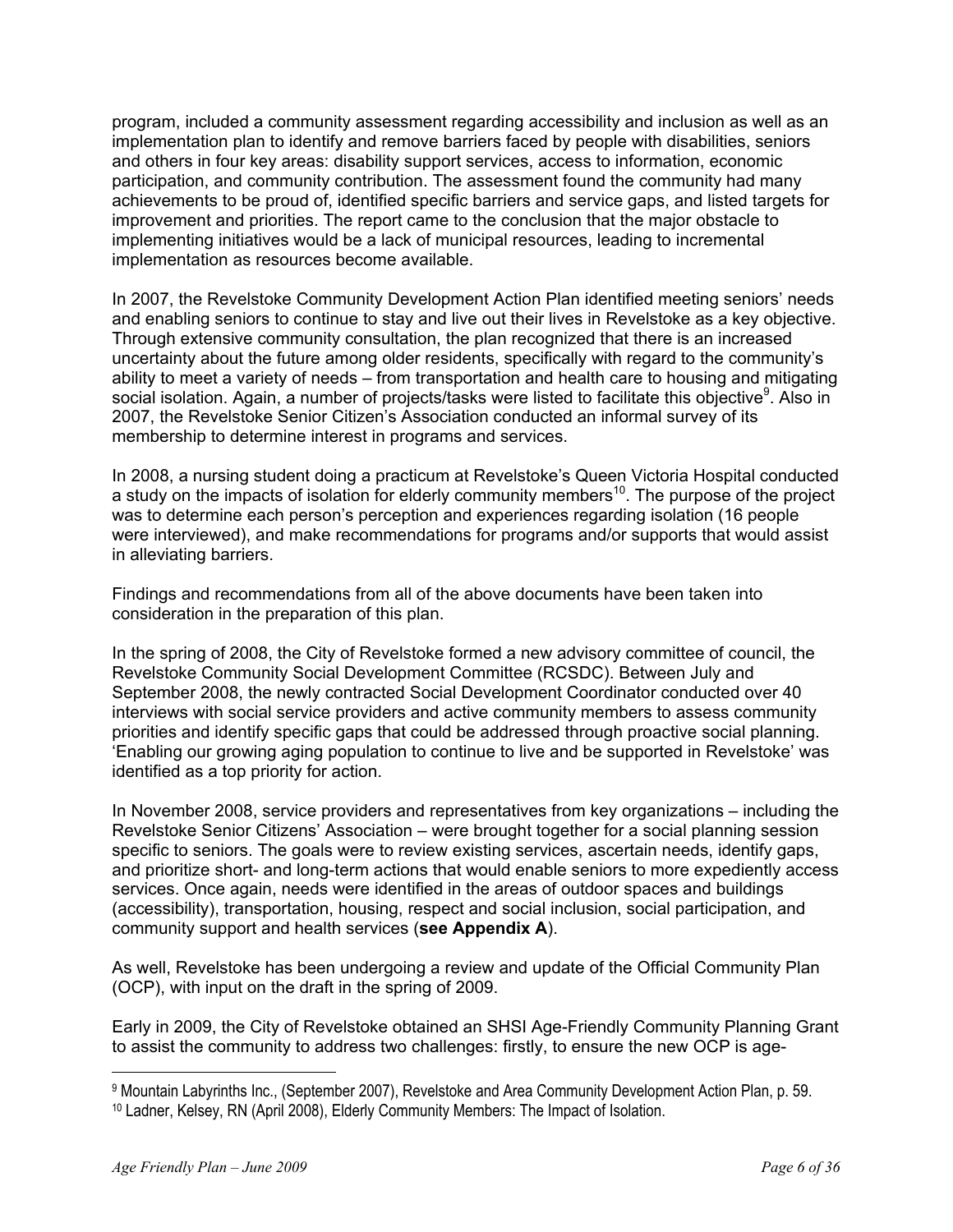program, included a community assessment regarding accessibility and inclusion as well as an implementation plan to identify and remove barriers faced by people with disabilities, seniors and others in four key areas: disability support services, access to information, economic participation, and community contribution. The assessment found the community had many achievements to be proud of, identified specific barriers and service gaps, and listed targets for improvement and priorities. The report came to the conclusion that the major obstacle to implementing initiatives would be a lack of municipal resources, leading to incremental implementation as resources become available.

In 2007, the Revelstoke Community Development Action Plan identified meeting seniors' needs and enabling seniors to continue to stay and live out their lives in Revelstoke as a key objective. Through extensive community consultation, the plan recognized that there is an increased uncertainty about the future among older residents, specifically with regard to the community's ability to meet a variety of needs – from transportation and health care to housing and mitigating social isolation. Again, a number of projects/tasks were listed to facilitate this objective[9]. Also in 2007, the Revelstoke Senior Citizen's Association conducted an informal survey of its membership to determine interest in programs and services.

In 2008, a nursing student doing a practicum at Revelstoke's Queen Victoria Hospital conducted a study on the impacts of isolation for elderly community members[10]. The purpose of the project was to determine each person's perception and experiences regarding isolation (16 people were interviewed), and make recommendations for programs and/or supports that would assist in alleviating barriers.

Findings and recommendations from all of the above documents have been taken into consideration in the preparation of this plan.

In the spring of 2008, the City of Revelstoke formed a new advisory committee of council, the Revelstoke Community Social Development Committee (RCSDC). Between July and September 2008, the newly contracted Social Development Coordinator conducted over 40 interviews with social service providers and active community members to assess community priorities and identify specific gaps that could be addressed through proactive social planning. 'Enabling our growing aging population to continue to live and be supported in Revelstoke' was identified as a top priority for action.

In November 2008, service providers and representatives from key organizations – including the Revelstoke Senior Citizens' Association – were brought together for a social planning session specific to seniors. The goals were to review existing services, ascertain needs, identify gaps, and prioritize short- and long-term actions that would enable seniors to more expediently access services. Once again, needs were identified in the areas of outdoor spaces and buildings (accessibility), transportation, housing, respect and social inclusion, social participation, and community support and health services (**see Appendix A**).

As well, Revelstoke has been undergoing a review and update of the Official Community Plan (OCP), with input on the draft in the spring of 2009.

Early in 2009, the City of Revelstoke obtained an SHSI Age-Friendly Community Planning Grant to assist the community to address two challenges: firstly, to ensure the new OCP is age-

---

[9] Mountain Labyrinths Inc., (September 2007), Revelstoke and Area Community Development Action Plan, p. 59.

[10] Ladner, Kelsey, RN (April 2008), Elderly Community Members: The Impact of Isolation.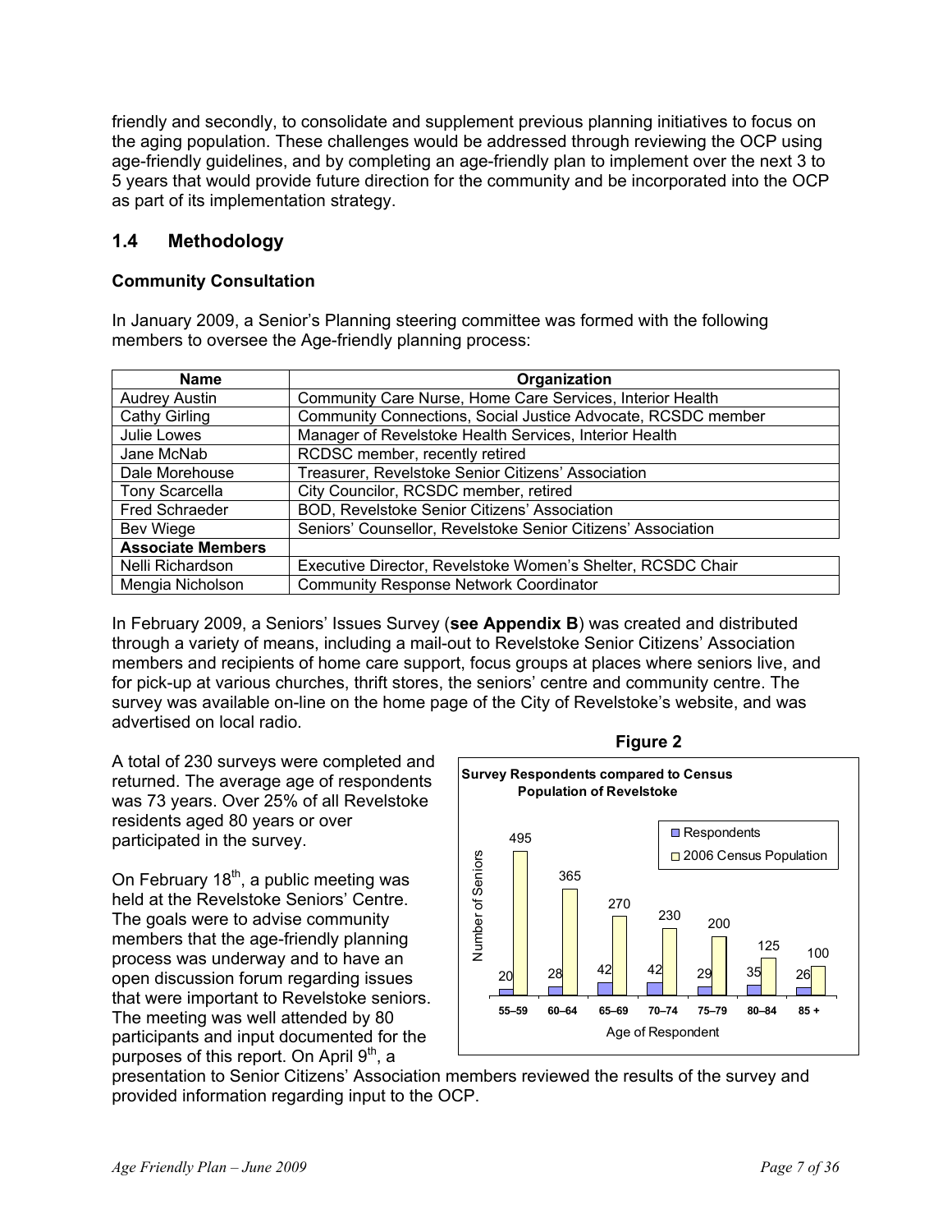friendly and secondly, to consolidate and supplement previous planning initiatives to focus on the aging population. These challenges would be addressed through reviewing the OCP using age-friendly guidelines, and by completing an age-friendly plan to implement over the next 3 to 5 years that would provide future direction for the community and be incorporated into the OCP as part of its implementation strategy.

## 1.4 Methodology

### Community Consultation

In January 2009, a Senior's Planning steering committee was formed with the following members to oversee the Age-friendly planning process:

| Name | Organization |
|---|---|
| Audrey Austin | Community Care Nurse, Home Care Services, Interior Health |
| Cathy Girling | Community Connections, Social Justice Advocate, RCSDC member |
| Julie Lowes | Manager of Revelstoke Health Services, Interior Health |
| Jane McNab | RCDSC member, recently retired |
| Dale Morehouse | Treasurer, Revelstoke Senior Citizens' Association |
| Tony Scarcella | City Councilor, RCSDC member, retired |
| Fred Schraeder | BOD, Revelstoke Senior Citizens' Association |
| Bev Wiege | Seniors' Counsellor, Revelstoke Senior Citizens' Association |
| **Associate Members** | |
| Nelli Richardson | Executive Director, Revelstoke Women's Shelter, RCSDC Chair |
| Mengia Nicholson | Community Response Network Coordinator |

In February 2009, a Seniors' Issues Survey (**see Appendix B**) was created and distributed through a variety of means, including a mail-out to Revelstoke Senior Citizens' Association members and recipients of home care support, focus groups at places where seniors live, and for pick-up at various churches, thrift stores, the seniors' centre and community centre. The survey was available on-line on the home page of the City of Revelstoke's website, and was advertised on local radio.

A total of 230 surveys were completed and returned. The average age of respondents was 73 years. Over 25% of all Revelstoke residents aged 80 years or over participated in the survey.

On February 18th, a public meeting was held at the Revelstoke Seniors' Centre. The goals were to advise community members that the age-friendly planning process was underway and to have an open discussion forum regarding issues that were important to Revelstoke seniors. The meeting was well attended by 80 participants and input documented for the purposes of this report. On April 9th, a presentation to Senior Citizens' Association members reviewed the results of the survey and provided information regarding input to the OCP.

**Figure 2**

**Survey Respondents compared to Census Population of Revelstoke**

| Age of Respondent | Respondents | 2006 Census Population |
|---|---|---|
| 55–59 | 20 | 495 |
| 60–64 | 28 | 365 |
| 65–69 | 42 | 270 |
| 70–74 | 42 | 230 |
| 75–79 | 29 | 200 |
| 80–84 | 35 | 125 |
| 85 + | 26 | 100 |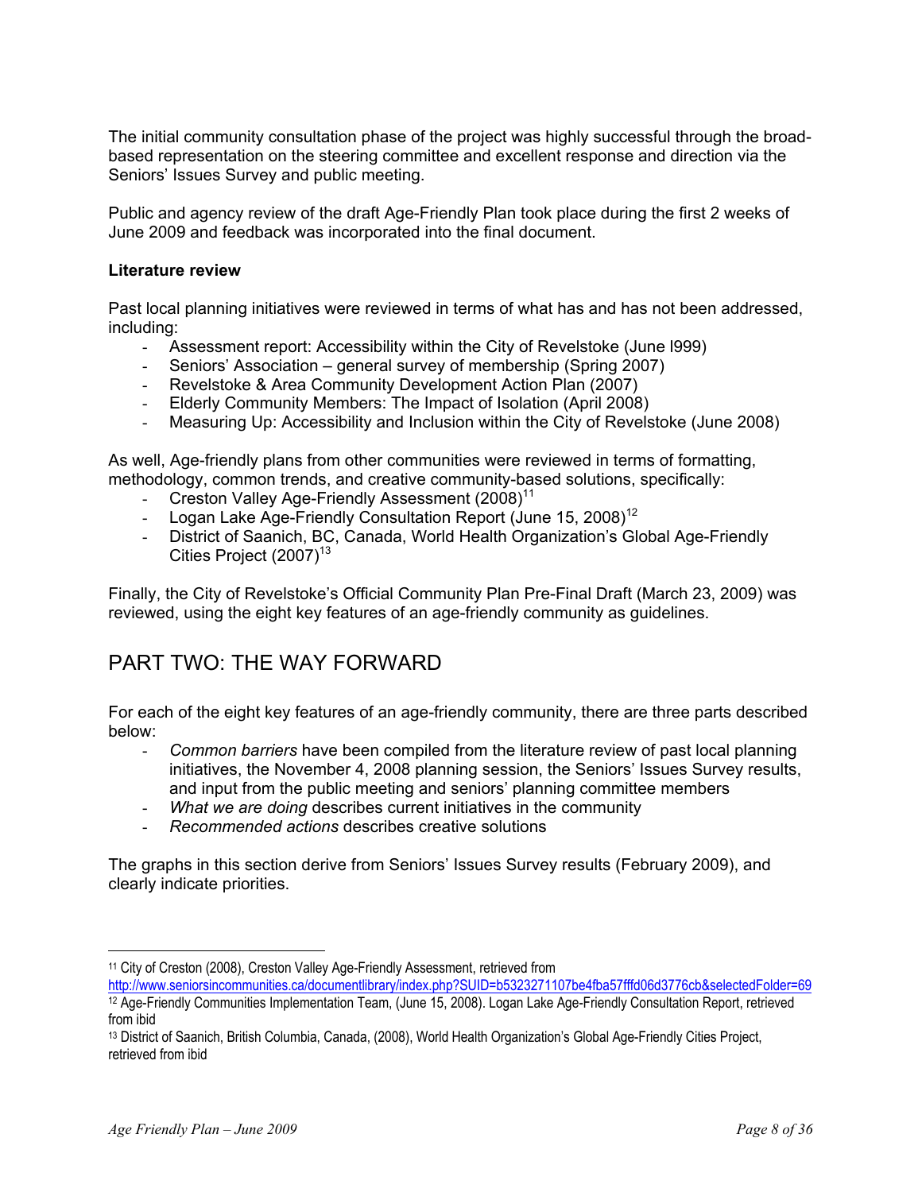The initial community consultation phase of the project was highly successful through the broad-based representation on the steering committee and excellent response and direction via the Seniors' Issues Survey and public meeting.

Public and agency review of the draft Age-Friendly Plan took place during the first 2 weeks of June 2009 and feedback was incorporated into the final document.

**Literature review**

Past local planning initiatives were reviewed in terms of what has and has not been addressed, including:

- Assessment report: Accessibility within the City of Revelstoke (June l999)
- Seniors' Association – general survey of membership (Spring 2007)
- Revelstoke & Area Community Development Action Plan (2007)
- Elderly Community Members: The Impact of Isolation (April 2008)
- Measuring Up: Accessibility and Inclusion within the City of Revelstoke (June 2008)

As well, Age-friendly plans from other communities were reviewed in terms of formatting, methodology, common trends, and creative community-based solutions, specifically:

- Creston Valley Age-Friendly Assessment (2008)[11]
- Logan Lake Age-Friendly Consultation Report (June 15, 2008)[12]
- District of Saanich, BC, Canada, World Health Organization's Global Age-Friendly Cities Project (2007)[13]

Finally, the City of Revelstoke's Official Community Plan Pre-Final Draft (March 23, 2009) was reviewed, using the eight key features of an age-friendly community as guidelines.

# PART TWO: THE WAY FORWARD

For each of the eight key features of an age-friendly community, there are three parts described below:

- *Common barriers* have been compiled from the literature review of past local planning initiatives, the November 4, 2008 planning session, the Seniors' Issues Survey results, and input from the public meeting and seniors' planning committee members
- *What we are doing* describes current initiatives in the community
- *Recommended actions* describes creative solutions

The graphs in this section derive from Seniors' Issues Survey results (February 2009), and clearly indicate priorities.

---

[11] City of Creston (2008), Creston Valley Age-Friendly Assessment, retrieved from http://www.seniorsincommunities.ca/documentlibrary/index.php?SUID=b5323271107be4fba57fffd06d3776cb&selectedFolder=69

[12] Age-Friendly Communities Implementation Team, (June 15, 2008). Logan Lake Age-Friendly Consultation Report, retrieved from ibid

[13] District of Saanich, British Columbia, Canada, (2008), World Health Organization's Global Age-Friendly Cities Project, retrieved from ibid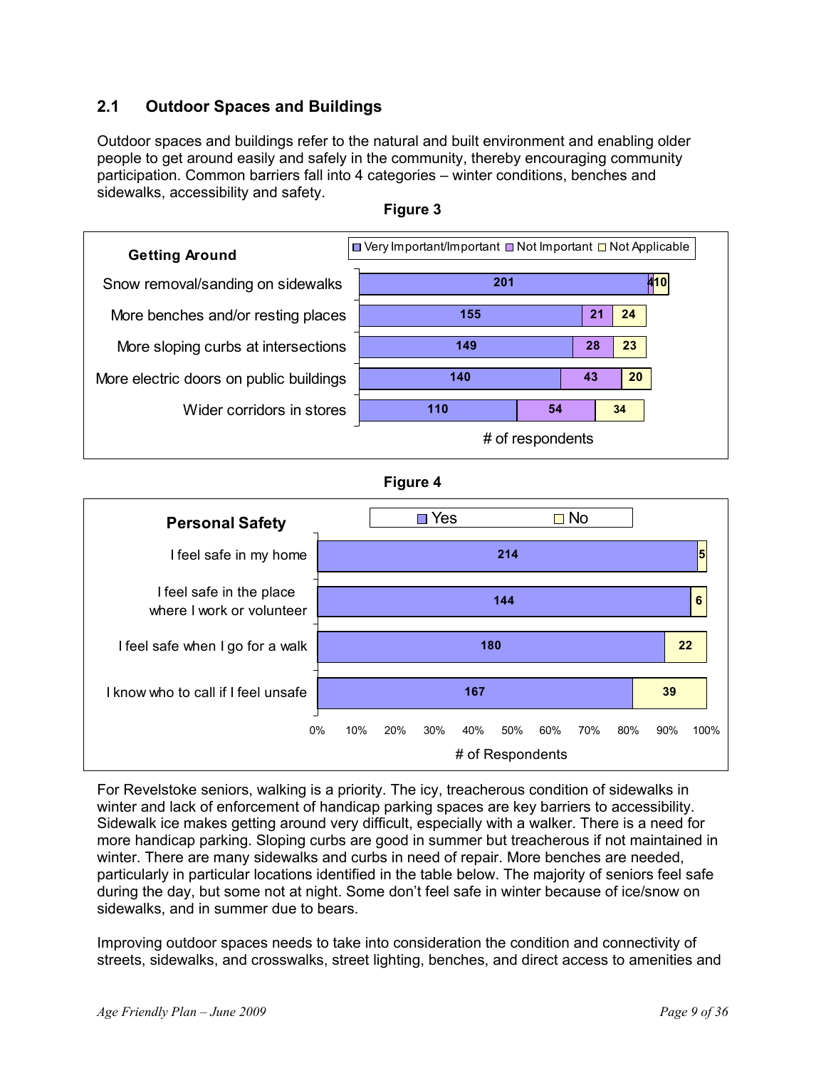## 2.1 Outdoor Spaces and Buildings

Outdoor spaces and buildings refer to the natural and built environment and enabling older people to get around easily and safely in the community, thereby encouraging community participation. Common barriers fall into 4 categories – winter conditions, benches and sidewalks, accessibility and safety.

**Figure 3**

**Getting Around**

| | Very Important/Important | Not Important | Not Applicable |
|---|---|---|---|
| Snow removal/sanding on sidewalks | 201 | 4 | 10 |
| More benches and/or resting places | 155 | 21 | 24 |
| More sloping curbs at intersections | 149 | 28 | 23 |
| More electric doors on public buildings | 140 | 43 | 20 |
| Wider corridors in stores | 110 | 54 | 34 |

# of respondents

**Figure 4**

**Personal Safety**

| | Yes | No |
|---|---|---|
| I feel safe in my home | 214 | 5 |
| I feel safe in the place where I work or volunteer | 144 | 6 |
| I feel safe when I go for a walk | 180 | 22 |
| I know who to call if I feel unsafe | 167 | 39 |

# of Respondents

For Revelstoke seniors, walking is a priority. The icy, treacherous condition of sidewalks in winter and lack of enforcement of handicap parking spaces are key barriers to accessibility. Sidewalk ice makes getting around very difficult, especially with a walker. There is a need for more handicap parking. Sloping curbs are good in summer but treacherous if not maintained in winter. There are many sidewalks and curbs in need of repair. More benches are needed, particularly in particular locations identified in the table below. The majority of seniors feel safe during the day, but some not at night. Some don't feel safe in winter because of ice/snow on sidewalks, and in summer due to bears.

Improving outdoor spaces needs to take into consideration the condition and connectivity of streets, sidewalks, and crosswalks, street lighting, benches, and direct access to amenities and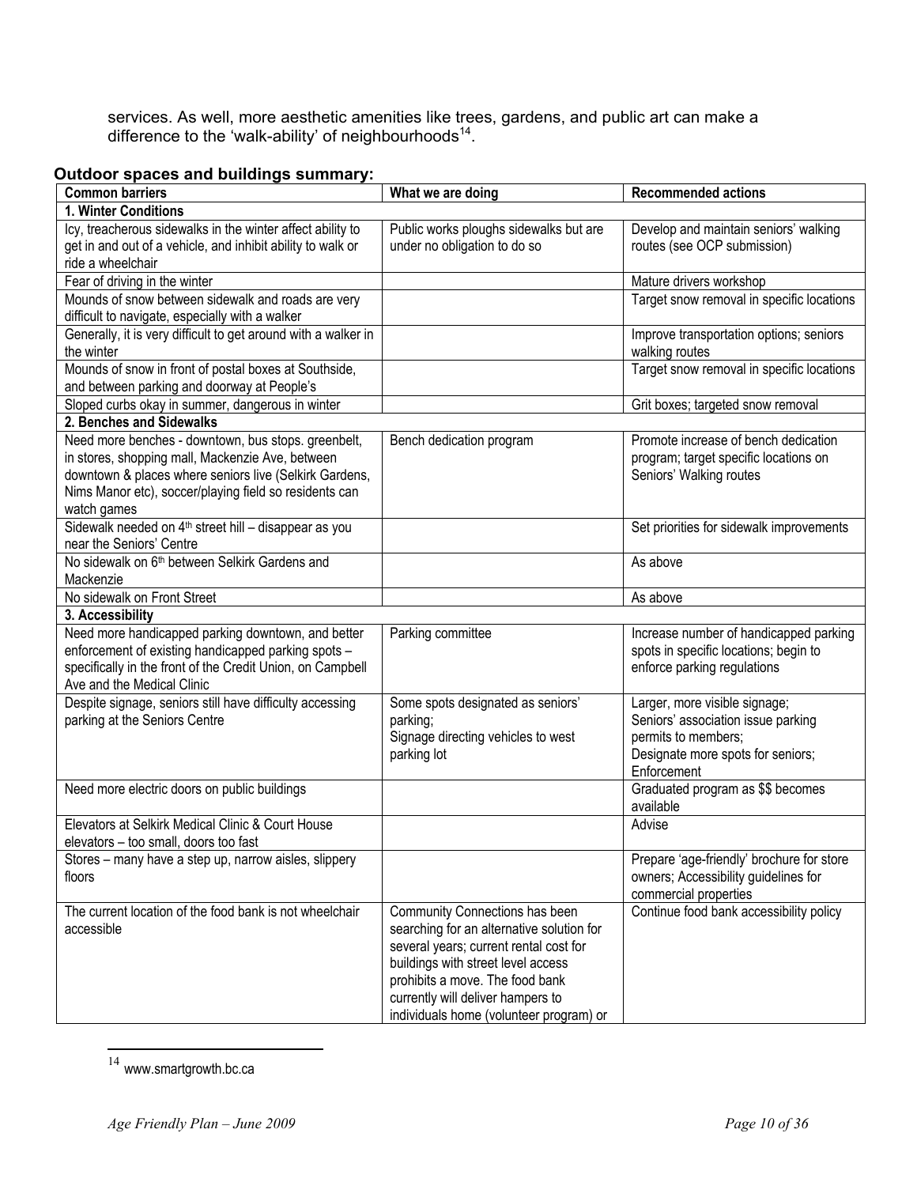services. As well, more aesthetic amenities like trees, gardens, and public art can make a difference to the 'walk-ability' of neighbourhoods[14].

**Outdoor spaces and buildings summary:**

| Common barriers | What we are doing | Recommended actions |
|---|---|---|
| **1. Winter Conditions** | | |
| Icy, treacherous sidewalks in the winter affect ability to get in and out of a vehicle, and inhibit ability to walk or ride a wheelchair | Public works ploughs sidewalks but are under no obligation to do so | Develop and maintain seniors' walking routes (see OCP submission) |
| Fear of driving in the winter | | Mature drivers workshop |
| Mounds of snow between sidewalk and roads are very difficult to navigate, especially with a walker | | Target snow removal in specific locations |
| Generally, it is very difficult to get around with a walker in the winter | | Improve transportation options; seniors walking routes |
| Mounds of snow in front of postal boxes at Southside, and between parking and doorway at People's | | Target snow removal in specific locations |
| Sloped curbs okay in summer, dangerous in winter | | Grit boxes; targeted snow removal |
| **2. Benches and Sidewalks** | | |
| Need more benches - downtown, bus stops. greenbelt, in stores, shopping mall, Mackenzie Ave, between downtown & places where seniors live (Selkirk Gardens, Nims Manor etc), soccer/playing field so residents can watch games | Bench dedication program | Promote increase of bench dedication program; target specific locations on Seniors' Walking routes |
| Sidewalk needed on 4th street hill – disappear as you near the Seniors' Centre | | Set priorities for sidewalk improvements |
| No sidewalk on 6th between Selkirk Gardens and Mackenzie | | As above |
| No sidewalk on Front Street | | As above |
| **3. Accessibility** | | |
| Need more handicapped parking downtown, and better enforcement of existing handicapped parking spots – specifically in the front of the Credit Union, on Campbell Ave and the Medical Clinic | Parking committee | Increase number of handicapped parking spots in specific locations; begin to enforce parking regulations |
| Despite signage, seniors still have difficulty accessing parking at the Seniors Centre | Some spots designated as seniors' parking; Signage directing vehicles to west parking lot | Larger, more visible signage; Seniors' association issue parking permits to members; Designate more spots for seniors; Enforcement |
| Need more electric doors on public buildings | | Graduated program as $$ becomes available |
| Elevators at Selkirk Medical Clinic & Court House elevators – too small, doors too fast | | Advise |
| Stores – many have a step up, narrow aisles, slippery floors | | Prepare 'age-friendly' brochure for store owners; Accessibility guidelines for commercial properties |
| The current location of the food bank is not wheelchair accessible | Community Connections has been searching for an alternative solution for several years; current rental cost for buildings with street level access prohibits a move. The food bank currently will deliver hampers to individuals home (volunteer program) or | Continue food bank accessibility policy |

[14] www.smartgrowth.bc.ca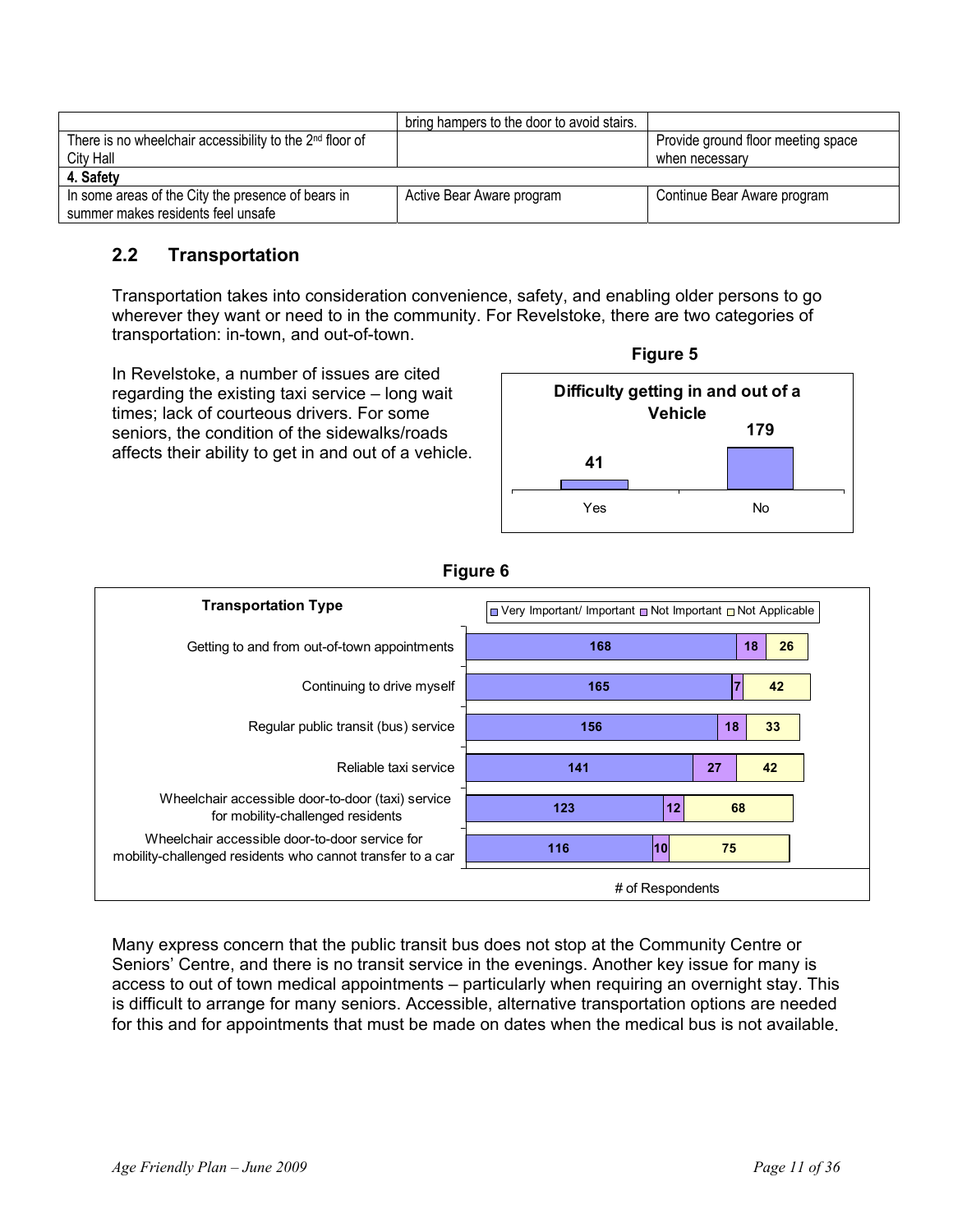| | bring hampers to the door to avoid stairs. | |
|---|---|---|
| There is no wheelchair accessibility to the 2nd floor of City Hall | | Provide ground floor meeting space when necessary |
| **4. Safety** | | |
| In some areas of the City the presence of bears in summer makes residents feel unsafe | Active Bear Aware program | Continue Bear Aware program |

## 2.2 Transportation

Transportation takes into consideration convenience, safety, and enabling older persons to go wherever they want or need to in the community. For Revelstoke, there are two categories of transportation: in-town, and out-of-town.

In Revelstoke, a number of issues are cited regarding the existing taxi service – long wait times; lack of courteous drivers. For some seniors, the condition of the sidewalks/roads affects their ability to get in and out of a vehicle.

**Figure 5**

**Difficulty getting in and out of a Vehicle**

| | Yes | No |
|---|---|---|
| Respondents | 41 | 179 |

**Figure 6**

| Transportation Type | Very Important/ Important | Not Important | Not Applicable |
|---|---|---|---|
| Getting to and from out-of-town appointments | 168 | 18 | 26 |
| Continuing to drive myself | 165 | 7 | 42 |
| Regular public transit (bus) service | 156 | 18 | 33 |
| Reliable taxi service | 141 | 27 | 42 |
| Wheelchair accessible door-to-door (taxi) service for mobility-challenged residents | 123 | 12 | 68 |
| Wheelchair accessible door-to-door service for mobility-challenged residents who cannot transfer to a car | 116 | 10 | 75 |

# of Respondents

Many express concern that the public transit bus does not stop at the Community Centre or Seniors' Centre, and there is no transit service in the evenings. Another key issue for many is access to out of town medical appointments – particularly when requiring an overnight stay. This is difficult to arrange for many seniors. Accessible, alternative transportation options are needed for this and for appointments that must be made on dates when the medical bus is not available.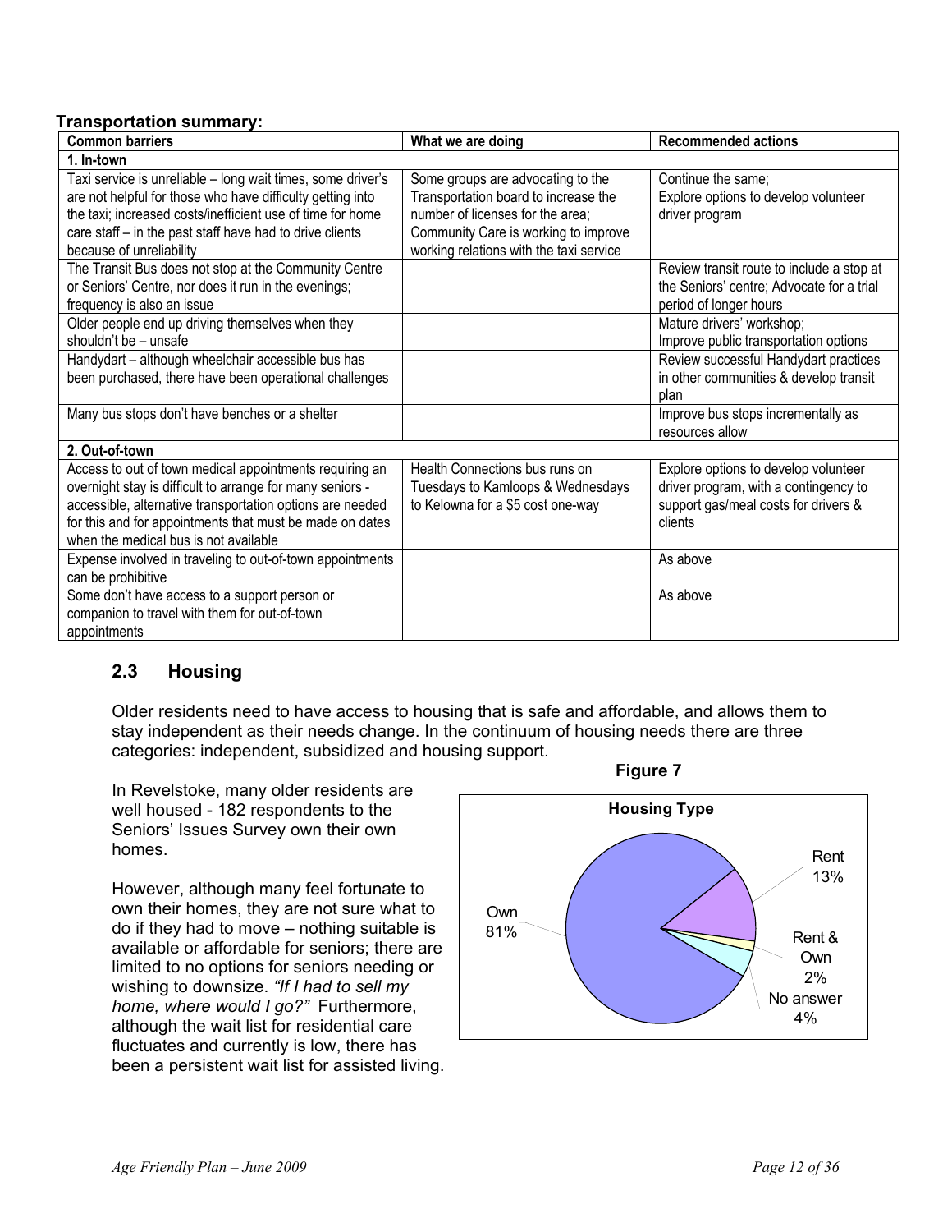**Transportation summary:**

| Common barriers | What we are doing | Recommended actions |
|---|---|---|
| **1. In-town** | | |
| Taxi service is unreliable – long wait times, some driver's are not helpful for those who have difficulty getting into the taxi; increased costs/inefficient use of time for home care staff – in the past staff have had to drive clients because of unreliability | Some groups are advocating to the Transportation board to increase the number of licenses for the area; Community Care is working to improve working relations with the taxi service | Continue the same; Explore options to develop volunteer driver program |
| The Transit Bus does not stop at the Community Centre or Seniors' Centre, nor does it run in the evenings; frequency is also an issue | | Review transit route to include a stop at the Seniors' centre; Advocate for a trial period of longer hours |
| Older people end up driving themselves when they shouldn't be – unsafe | | Mature drivers' workshop; Improve public transportation options |
| Handydart – although wheelchair accessible bus has been purchased, there have been operational challenges | | Review successful Handydart practices in other communities & develop transit plan |
| Many bus stops don't have benches or a shelter | | Improve bus stops incrementally as resources allow |
| **2. Out-of-town** | | |
| Access to out of town medical appointments requiring an overnight stay is difficult to arrange for many seniors - accessible, alternative transportation options are needed for this and for appointments that must be made on dates when the medical bus is not available | Health Connections bus runs on Tuesdays to Kamloops & Wednesdays to Kelowna for a $5 cost one-way | Explore options to develop volunteer driver program, with a contingency to support gas/meal costs for drivers & clients |
| Expense involved in traveling to out-of-town appointments can be prohibitive | | As above |
| Some don't have access to a support person or companion to travel with them for out-of-town appointments | | As above |

## 2.3 Housing

Older residents need to have access to housing that is safe and affordable, and allows them to stay independent as their needs change. In the continuum of housing needs there are three categories: independent, subsidized and housing support.

In Revelstoke, many older residents are well housed - 182 respondents to the Seniors' Issues Survey own their own homes.

However, although many feel fortunate to own their homes, they are not sure what to do if they had to move – nothing suitable is available or affordable for seniors; there are limited to no options for seniors needing or wishing to downsize. *"If I had to sell my home, where would I go?"* Furthermore, although the wait list for residential care fluctuates and currently is low, there has been a persistent wait list for assisted living.

**Figure 7**

**Housing Type**

| Housing Type | Percent |
|---|---|
| Own | 81% |
| Rent | 13% |
| Rent & Own | 2% |
| No answer | 4% |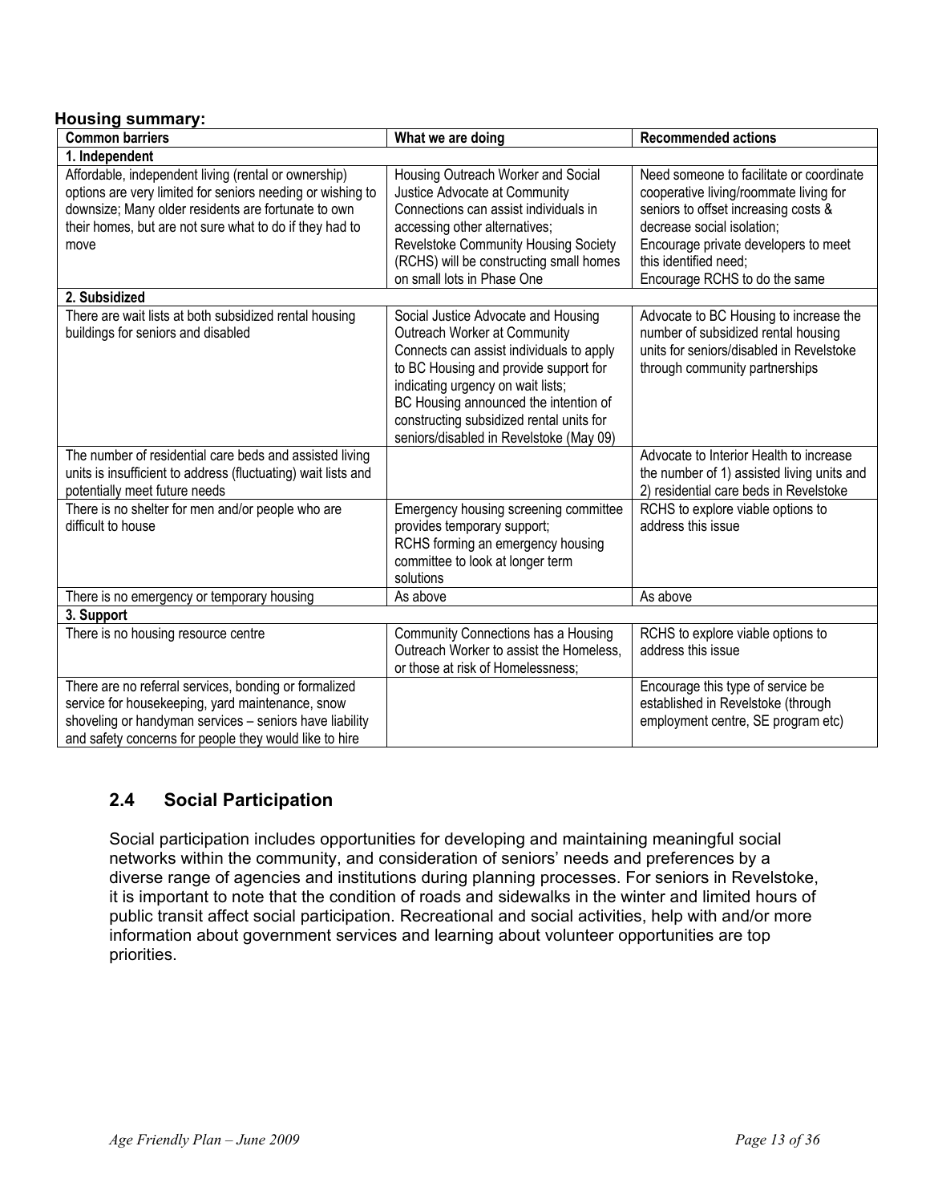**Housing summary:**

| Common barriers | What we are doing | Recommended actions |
|---|---|---|
| **1. Independent** | | |
| Affordable, independent living (rental or ownership) options are very limited for seniors needing or wishing to downsize; Many older residents are fortunate to own their homes, but are not sure what to do if they had to move | Housing Outreach Worker and Social Justice Advocate at Community Connections can assist individuals in accessing other alternatives; Revelstoke Community Housing Society (RCHS) will be constructing small homes on small lots in Phase One | Need someone to facilitate or coordinate cooperative living/roommate living for seniors to offset increasing costs & decrease social isolation; Encourage private developers to meet this identified need; Encourage RCHS to do the same |
| **2. Subsidized** | | |
| There are wait lists at both subsidized rental housing buildings for seniors and disabled | Social Justice Advocate and Housing Outreach Worker at Community Connects can assist individuals to apply to BC Housing and provide support for indicating urgency on wait lists; BC Housing announced the intention of constructing subsidized rental units for seniors/disabled in Revelstoke (May 09) | Advocate to BC Housing to increase the number of subsidized rental housing units for seniors/disabled in Revelstoke through community partnerships |
| The number of residential care beds and assisted living units is insufficient to address (fluctuating) wait lists and potentially meet future needs | | Advocate to Interior Health to increase the number of 1) assisted living units and 2) residential care beds in Revelstoke |
| There is no shelter for men and/or people who are difficult to house | Emergency housing screening committee provides temporary support; RCHS forming an emergency housing committee to look at longer term solutions | RCHS to explore viable options to address this issue |
| There is no emergency or temporary housing | As above | As above |
| **3. Support** | | |
| There is no housing resource centre | Community Connections has a Housing Outreach Worker to assist the Homeless, or those at risk of Homelessness; | RCHS to explore viable options to address this issue |
| There are no referral services, bonding or formalized service for housekeeping, yard maintenance, snow shoveling or handyman services – seniors have liability and safety concerns for people they would like to hire | | Encourage this type of service be established in Revelstoke (through employment centre, SE program etc) |

## 2.4 Social Participation

Social participation includes opportunities for developing and maintaining meaningful social networks within the community, and consideration of seniors' needs and preferences by a diverse range of agencies and institutions during planning processes. For seniors in Revelstoke, it is important to note that the condition of roads and sidewalks in the winter and limited hours of public transit affect social participation. Recreational and social activities, help with and/or more information about government services and learning about volunteer opportunities are top priorities.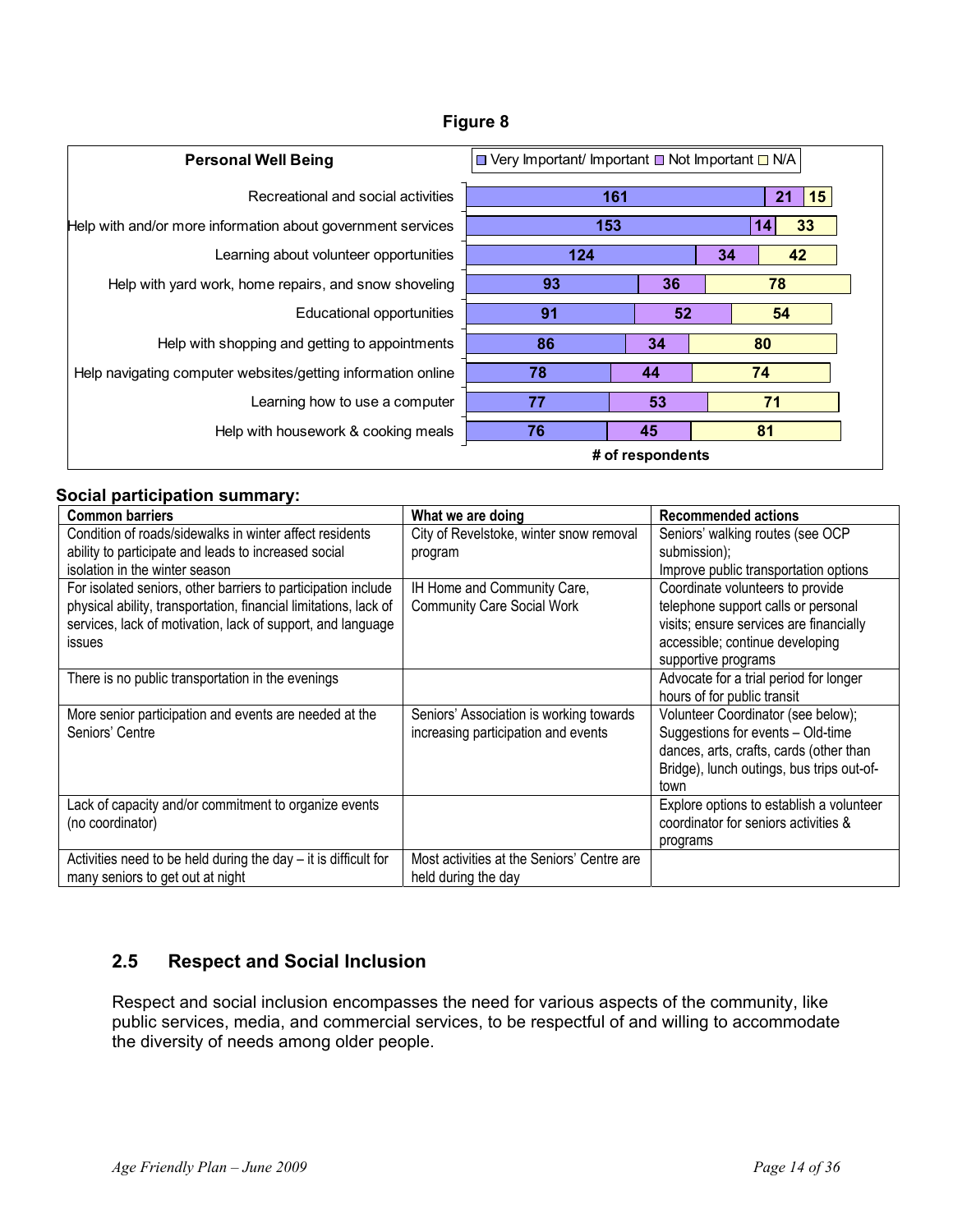**Figure 8**

**Personal Well Being**

| Item | Very Important/ Important | Not Important | N/A |
|---|---|---|---|
| Recreational and social activities | 161 | 21 | 15 |
| Help with and/or more information about government services | 153 | 14 | 33 |
| Learning about volunteer opportunities | 124 | 34 | 42 |
| Help with yard work, home repairs, and snow shoveling | 93 | 36 | 78 |
| Educational opportunities | 91 | 52 | 54 |
| Help with shopping and getting to appointments | 86 | 34 | 80 |
| Help navigating computer websites/getting information online | 78 | 44 | 74 |
| Learning how to use a computer | 77 | 53 | 71 |
| Help with housework & cooking meals | 76 | 45 | 81 |

# of respondents

**Social participation summary:**

| Common barriers | What we are doing | Recommended actions |
|---|---|---|
| Condition of roads/sidewalks in winter affect residents ability to participate and leads to increased social isolation in the winter season | City of Revelstoke, winter snow removal program | Seniors' walking routes (see OCP submission);<br>Improve public transportation options |
| For isolated seniors, other barriers to participation include physical ability, transportation, financial limitations, lack of services, lack of motivation, lack of support, and language issues | IH Home and Community Care, Community Care Social Work | Coordinate volunteers to provide telephone support calls or personal visits; ensure services are financially accessible; continue developing supportive programs |
| There is no public transportation in the evenings | | Advocate for a trial period for longer hours of for public transit |
| More senior participation and events are needed at the Seniors' Centre | Seniors' Association is working towards increasing participation and events | Volunteer Coordinator (see below);<br>Suggestions for events – Old-time dances, arts, crafts, cards (other than Bridge), lunch outings, bus trips out-of-town |
| Lack of capacity and/or commitment to organize events (no coordinator) | | Explore options to establish a volunteer coordinator for seniors activities & programs |
| Activities need to be held during the day – it is difficult for many seniors to get out at night | Most activities at the Seniors' Centre are held during the day | |

## 2.5 Respect and Social Inclusion

Respect and social inclusion encompasses the need for various aspects of the community, like public services, media, and commercial services, to be respectful of and willing to accommodate the diversity of needs among older people.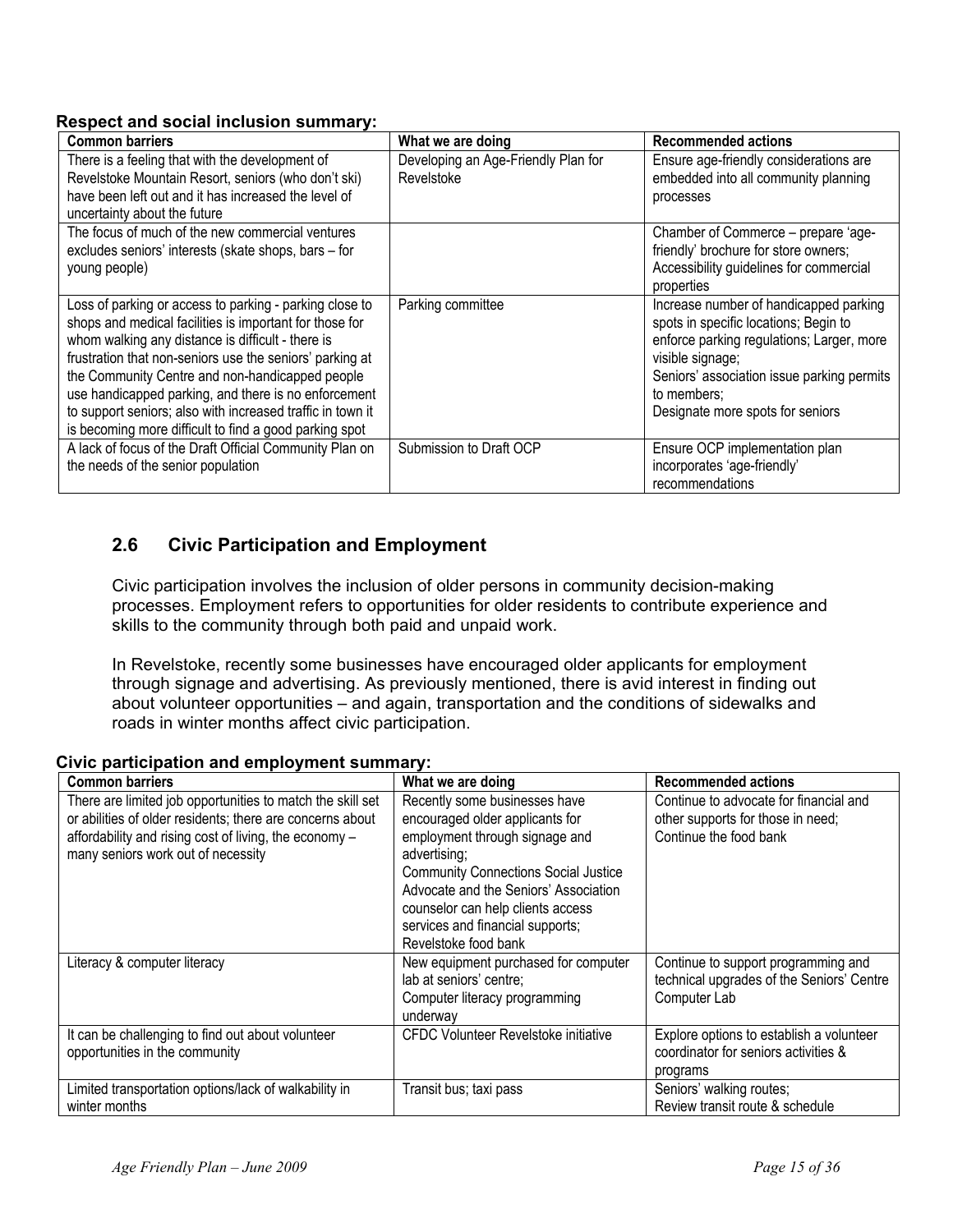**Respect and social inclusion summary:**

| Common barriers | What we are doing | Recommended actions |
|---|---|---|
| There is a feeling that with the development of Revelstoke Mountain Resort, seniors (who don't ski) have been left out and it has increased the level of uncertainty about the future | Developing an Age-Friendly Plan for Revelstoke | Ensure age-friendly considerations are embedded into all community planning processes |
| The focus of much of the new commercial ventures excludes seniors' interests (skate shops, bars – for young people) | | Chamber of Commerce – prepare 'age-friendly' brochure for store owners; Accessibility guidelines for commercial properties |
| Loss of parking or access to parking - parking close to shops and medical facilities is important for those for whom walking any distance is difficult - there is frustration that non-seniors use the seniors' parking at the Community Centre and non-handicapped people use handicapped parking, and there is no enforcement to support seniors; also with increased traffic in town it is becoming more difficult to find a good parking spot | Parking committee | Increase number of handicapped parking spots in specific locations; Begin to enforce parking regulations; Larger, more visible signage; Seniors' association issue parking permits to members; Designate more spots for seniors |
| A lack of focus of the Draft Official Community Plan on the needs of the senior population | Submission to Draft OCP | Ensure OCP implementation plan incorporates 'age-friendly' recommendations |

## 2.6 Civic Participation and Employment

Civic participation involves the inclusion of older persons in community decision-making processes. Employment refers to opportunities for older residents to contribute experience and skills to the community through both paid and unpaid work.

In Revelstoke, recently some businesses have encouraged older applicants for employment through signage and advertising. As previously mentioned, there is avid interest in finding out about volunteer opportunities – and again, transportation and the conditions of sidewalks and roads in winter months affect civic participation.

**Civic participation and employment summary:**

| Common barriers | What we are doing | Recommended actions |
|---|---|---|
| There are limited job opportunities to match the skill set or abilities of older residents; there are concerns about affordability and rising cost of living, the economy – many seniors work out of necessity | Recently some businesses have encouraged older applicants for employment through signage and advertising; Community Connections Social Justice Advocate and the Seniors' Association counselor can help clients access services and financial supports; Revelstoke food bank | Continue to advocate for financial and other supports for those in need; Continue the food bank |
| Literacy & computer literacy | New equipment purchased for computer lab at seniors' centre; Computer literacy programming underway | Continue to support programming and technical upgrades of the Seniors' Centre Computer Lab |
| It can be challenging to find out about volunteer opportunities in the community | CFDC Volunteer Revelstoke initiative | Explore options to establish a volunteer coordinator for seniors activities & programs |
| Limited transportation options/lack of walkability in winter months | Transit bus; taxi pass | Seniors' walking routes; Review transit route & schedule |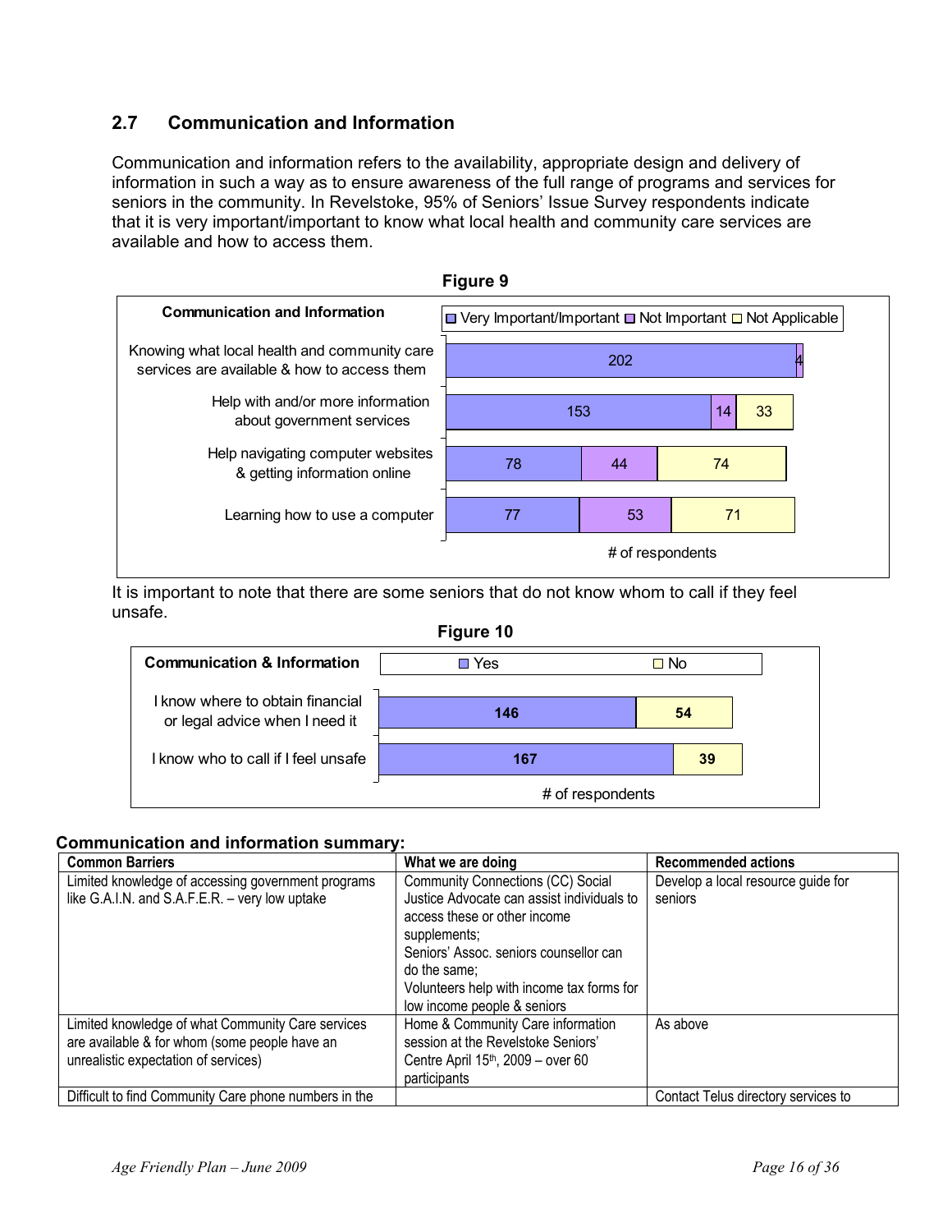## 2.7 Communication and Information

Communication and information refers to the availability, appropriate design and delivery of information in such a way as to ensure awareness of the full range of programs and services for seniors in the community. In Revelstoke, 95% of Seniors' Issue Survey respondents indicate that it is very important/important to know what local health and community care services are available and how to access them.

**Figure 9**

| Communication and Information | Very Important/Important | Not Important | Not Applicable |
|---|---|---|---|
| Knowing what local health and community care services are available & how to access them | 202 | 4 | |
| Help with and/or more information about government services | 153 | 14 | 33 |
| Help navigating computer websites & getting information online | 78 | 44 | 74 |
| Learning how to use a computer | 77 | 53 | 71 |

# of respondents

It is important to note that there are some seniors that do not know whom to call if they feel unsafe.

**Figure 10**

| Communication & Information | Yes | No |
|---|---|---|
| I know where to obtain financial or legal advice when I need it | 146 | 54 |
| I know who to call if I feel unsafe | 167 | 39 |

# of respondents

**Communication and information summary:**

| Common Barriers | What we are doing | Recommended actions |
|---|---|---|
| Limited knowledge of accessing government programs like G.A.I.N. and S.A.F.E.R. – very low uptake | Community Connections (CC) Social Justice Advocate can assist individuals to access these or other income supplements;<br>Seniors' Assoc. seniors counsellor can do the same;<br>Volunteers help with income tax forms for low income people & seniors | Develop a local resource guide for seniors |
| Limited knowledge of what Community Care services are available & for whom (some people have an unrealistic expectation of services) | Home & Community Care information session at the Revelstoke Seniors' Centre April 15th, 2009 – over 60 participants | As above |
| Difficult to find Community Care phone numbers in the | | Contact Telus directory services to |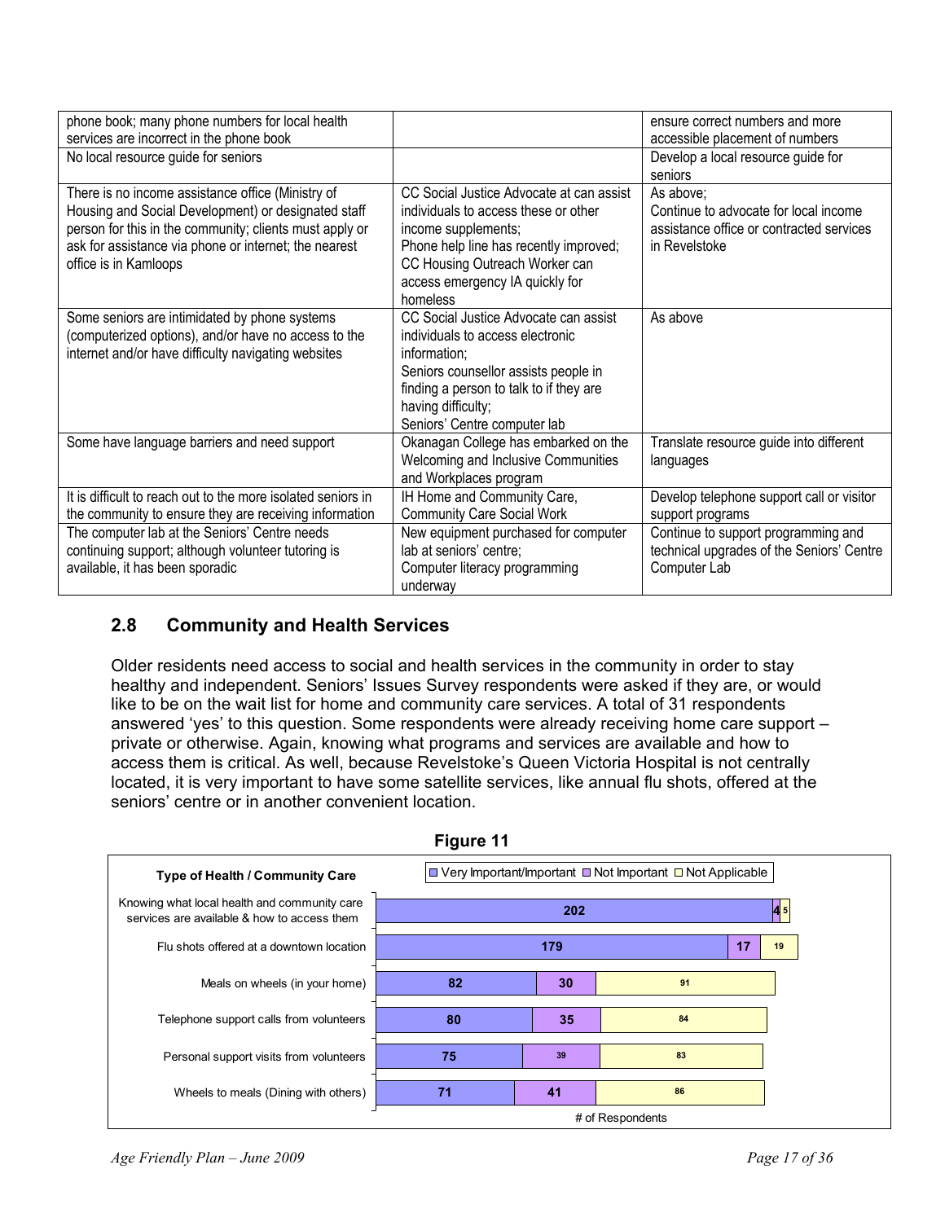| | | |
|---|---|---|
| phone book; many phone numbers for local health services are incorrect in the phone book | | ensure correct numbers and more accessible placement of numbers |
| No local resource guide for seniors | | Develop a local resource guide for seniors |
| There is no income assistance office (Ministry of Housing and Social Development) or designated staff person for this in the community; clients must apply or ask for assistance via phone or internet; the nearest office is in Kamloops | CC Social Justice Advocate at can assist individuals to access these or other income supplements; Phone help line has recently improved; CC Housing Outreach Worker can access emergency IA quickly for homeless | As above; Continue to advocate for local income assistance office or contracted services in Revelstoke |
| Some seniors are intimidated by phone systems (computerized options), and/or have no access to the internet and/or have difficulty navigating websites | CC Social Justice Advocate can assist individuals to access electronic information; Seniors counsellor assists people in finding a person to talk to if they are having difficulty; Seniors' Centre computer lab | As above |
| Some have language barriers and need support | Okanagan College has embarked on the Welcoming and Inclusive Communities and Workplaces program | Translate resource guide into different languages |
| It is difficult to reach out to the more isolated seniors in the community to ensure they are receiving information | IH Home and Community Care, Community Care Social Work | Develop telephone support call or visitor support programs |
| The computer lab at the Seniors' Centre needs continuing support; although volunteer tutoring is available, it has been sporadic | New equipment purchased for computer lab at seniors' centre; Computer literacy programming underway | Continue to support programming and technical upgrades of the Seniors' Centre Computer Lab |

## 2.8 Community and Health Services

Older residents need access to social and health services in the community in order to stay healthy and independent. Seniors' Issues Survey respondents were asked if they are, or would like to be on the wait list for home and community care services. A total of 31 respondents answered 'yes' to this question. Some respondents were already receiving home care support – private or otherwise. Again, knowing what programs and services are available and how to access them is critical. As well, because Revelstoke's Queen Victoria Hospital is not centrally located, it is very important to have some satellite services, like annual flu shots, offered at the seniors' centre or in another convenient location.

**Figure 11**

| Type of Health / Community Care | Very Important/Important | Not Important | Not Applicable |
|---|---|---|---|
| Knowing what local health and community care services are available & how to access them | 202 | 4 | 5 |
| Flu shots offered at a downtown location | 179 | 17 | 19 |
| Meals on wheels (in your home) | 82 | 30 | 91 |
| Telephone support calls from volunteers | 80 | 35 | 84 |
| Personal support visits from volunteers | 75 | 39 | 83 |
| Wheels to meals (Dining with others) | 71 | 41 | 86 |

# of Respondents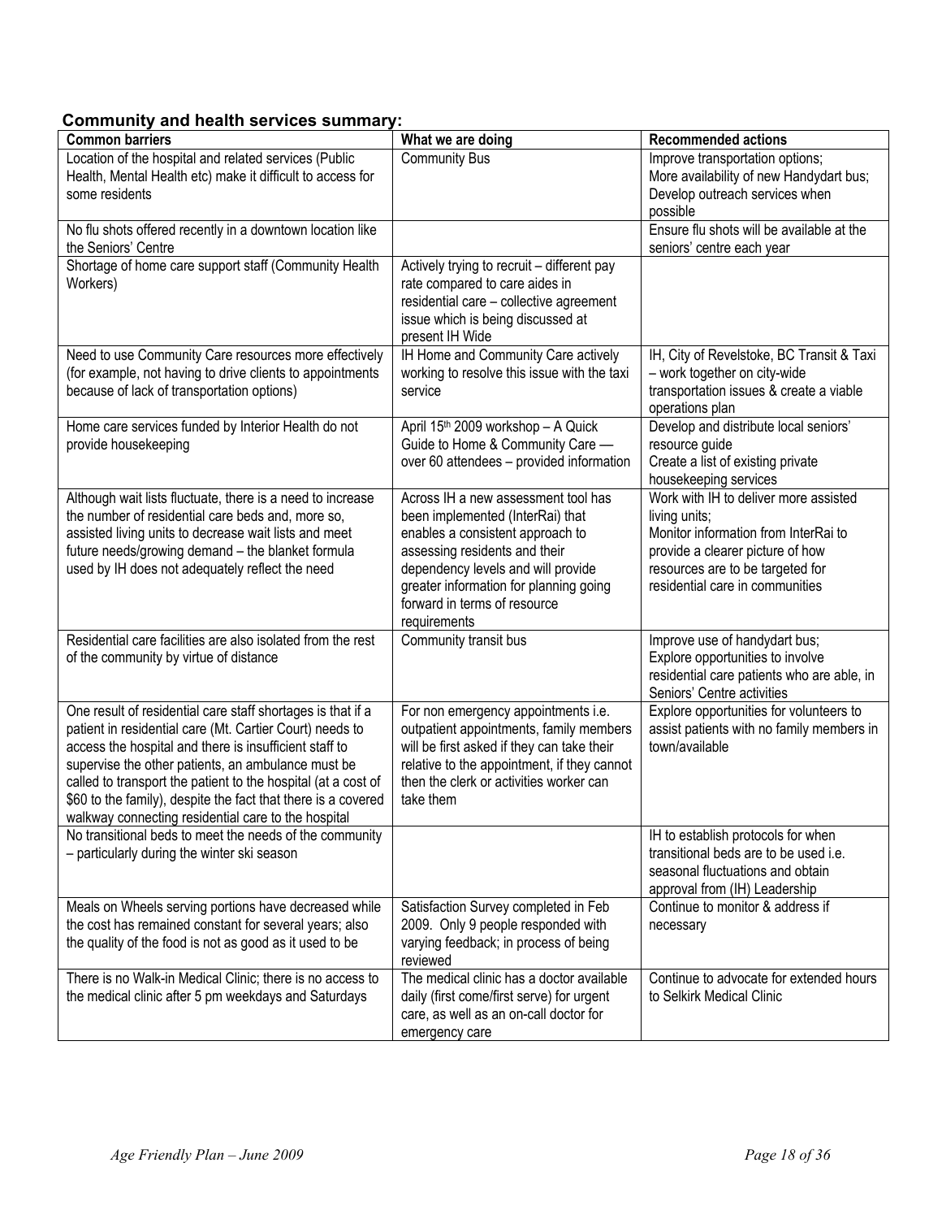## Community and health services summary:

| Common barriers | What we are doing | Recommended actions |
|---|---|---|
| Location of the hospital and related services (Public Health, Mental Health etc) make it difficult to access for some residents | Community Bus | Improve transportation options; More availability of new Handydart bus; Develop outreach services when possible |
| No flu shots offered recently in a downtown location like the Seniors' Centre | | Ensure flu shots will be available at the seniors' centre each year |
| Shortage of home care support staff (Community Health Workers) | Actively trying to recruit – different pay rate compared to care aides in residential care – collective agreement issue which is being discussed at present IH Wide | |
| Need to use Community Care resources more effectively (for example, not having to drive clients to appointments because of lack of transportation options) | IH Home and Community Care actively working to resolve this issue with the taxi service | IH, City of Revelstoke, BC Transit & Taxi – work together on city-wide transportation issues & create a viable operations plan |
| Home care services funded by Interior Health do not provide housekeeping | April 15th 2009 workshop – A Quick Guide to Home & Community Care — over 60 attendees – provided information | Develop and distribute local seniors' resource guide Create a list of existing private housekeeping services |
| Although wait lists fluctuate, there is a need to increase the number of residential care beds and, more so, assisted living units to decrease wait lists and meet future needs/growing demand – the blanket formula used by IH does not adequately reflect the need | Across IH a new assessment tool has been implemented (InterRai) that enables a consistent approach to assessing residents and their dependency levels and will provide greater information for planning going forward in terms of resource requirements | Work with IH to deliver more assisted living units; Monitor information from InterRai to provide a clearer picture of how resources are to be targeted for residential care in communities |
| Residential care facilities are also isolated from the rest of the community by virtue of distance | Community transit bus | Improve use of handydart bus; Explore opportunities to involve residential care patients who are able, in Seniors' Centre activities |
| One result of residential care staff shortages is that if a patient in residential care (Mt. Cartier Court) needs to access the hospital and there is insufficient staff to supervise the other patients, an ambulance must be called to transport the patient to the hospital (at a cost of $60 to the family), despite the fact that there is a covered walkway connecting residential care to the hospital | For non emergency appointments i.e. outpatient appointments, family members will be first asked if they can take their relative to the appointment, if they cannot then the clerk or activities worker can take them | Explore opportunities for volunteers to assist patients with no family members in town/available |
| No transitional beds to meet the needs of the community – particularly during the winter ski season | | IH to establish protocols for when transitional beds are to be used i.e. seasonal fluctuations and obtain approval from (IH) Leadership |
| Meals on Wheels serving portions have decreased while the cost has remained constant for several years; also the quality of the food is not as good as it used to be | Satisfaction Survey completed in Feb 2009. Only 9 people responded with varying feedback; in process of being reviewed | Continue to monitor & address if necessary |
| There is no Walk-in Medical Clinic; there is no access to the medical clinic after 5 pm weekdays and Saturdays | The medical clinic has a doctor available daily (first come/first serve) for urgent care, as well as an on-call doctor for emergency care | Continue to advocate for extended hours to Selkirk Medical Clinic |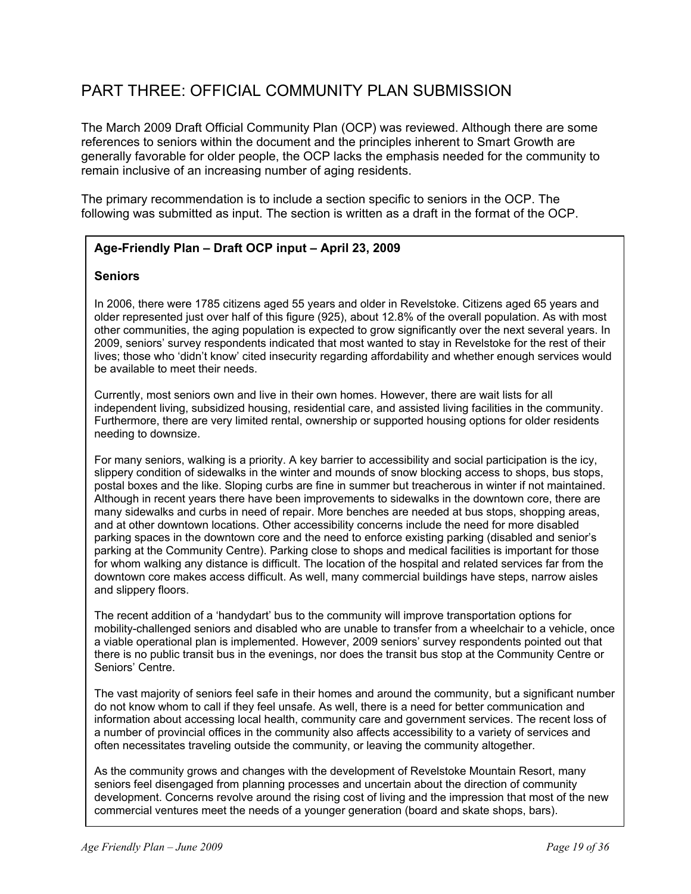# PART THREE: OFFICIAL COMMUNITY PLAN SUBMISSION

The March 2009 Draft Official Community Plan (OCP) was reviewed. Although there are some references to seniors within the document and the principles inherent to Smart Growth are generally favorable for older people, the OCP lacks the emphasis needed for the community to remain inclusive of an increasing number of aging residents.

The primary recommendation is to include a section specific to seniors in the OCP. The following was submitted as input. The section is written as a draft in the format of the OCP.

**Age-Friendly Plan – Draft OCP input – April 23, 2009**

**Seniors**

In 2006, there were 1785 citizens aged 55 years and older in Revelstoke. Citizens aged 65 years and older represented just over half of this figure (925), about 12.8% of the overall population. As with most other communities, the aging population is expected to grow significantly over the next several years. In 2009, seniors' survey respondents indicated that most wanted to stay in Revelstoke for the rest of their lives; those who 'didn't know' cited insecurity regarding affordability and whether enough services would be available to meet their needs.

Currently, most seniors own and live in their own homes. However, there are wait lists for all independent living, subsidized housing, residential care, and assisted living facilities in the community. Furthermore, there are very limited rental, ownership or supported housing options for older residents needing to downsize.

For many seniors, walking is a priority. A key barrier to accessibility and social participation is the icy, slippery condition of sidewalks in the winter and mounds of snow blocking access to shops, bus stops, postal boxes and the like. Sloping curbs are fine in summer but treacherous in winter if not maintained. Although in recent years there have been improvements to sidewalks in the downtown core, there are many sidewalks and curbs in need of repair. More benches are needed at bus stops, shopping areas, and at other downtown locations. Other accessibility concerns include the need for more disabled parking spaces in the downtown core and the need to enforce existing parking (disabled and senior's parking at the Community Centre). Parking close to shops and medical facilities is important for those for whom walking any distance is difficult. The location of the hospital and related services far from the downtown core makes access difficult. As well, many commercial buildings have steps, narrow aisles and slippery floors.

The recent addition of a 'handydart' bus to the community will improve transportation options for mobility-challenged seniors and disabled who are unable to transfer from a wheelchair to a vehicle, once a viable operational plan is implemented. However, 2009 seniors' survey respondents pointed out that there is no public transit bus in the evenings, nor does the transit bus stop at the Community Centre or Seniors' Centre.

The vast majority of seniors feel safe in their homes and around the community, but a significant number do not know whom to call if they feel unsafe. As well, there is a need for better communication and information about accessing local health, community care and government services. The recent loss of a number of provincial offices in the community also affects accessibility to a variety of services and often necessitates traveling outside the community, or leaving the community altogether.

As the community grows and changes with the development of Revelstoke Mountain Resort, many seniors feel disengaged from planning processes and uncertain about the direction of community development. Concerns revolve around the rising cost of living and the impression that most of the new commercial ventures meet the needs of a younger generation (board and skate shops, bars).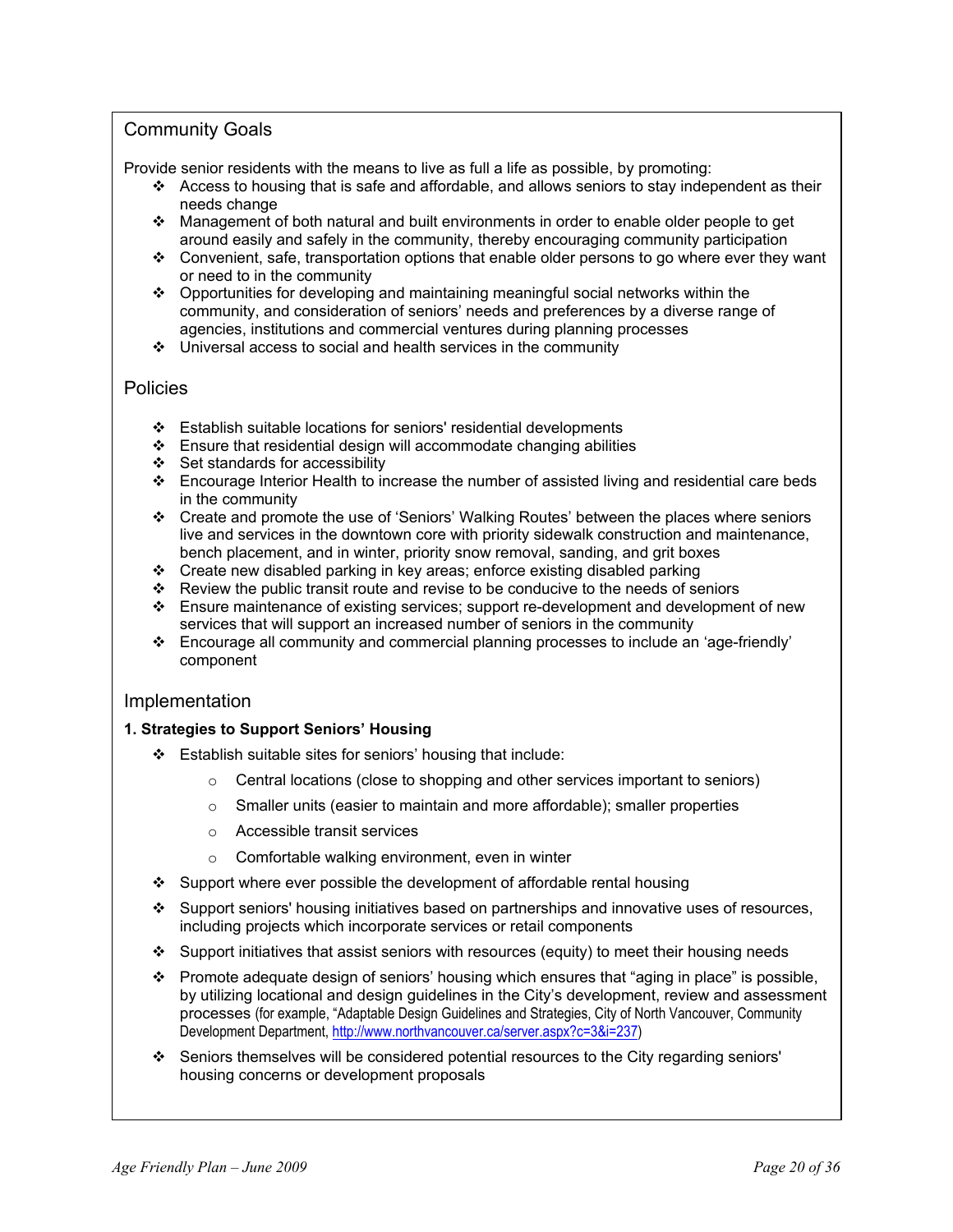## Community Goals

Provide senior residents with the means to live as full a life as possible, by promoting:

- Access to housing that is safe and affordable, and allows seniors to stay independent as their needs change
- Management of both natural and built environments in order to enable older people to get around easily and safely in the community, thereby encouraging community participation
- Convenient, safe, transportation options that enable older persons to go where ever they want or need to in the community
- Opportunities for developing and maintaining meaningful social networks within the community, and consideration of seniors' needs and preferences by a diverse range of agencies, institutions and commercial ventures during planning processes
- Universal access to social and health services in the community

## Policies

- Establish suitable locations for seniors' residential developments
- Ensure that residential design will accommodate changing abilities
- Set standards for accessibility
- Encourage Interior Health to increase the number of assisted living and residential care beds in the community
- Create and promote the use of 'Seniors' Walking Routes' between the places where seniors live and services in the downtown core with priority sidewalk construction and maintenance, bench placement, and in winter, priority snow removal, sanding, and grit boxes
- Create new disabled parking in key areas; enforce existing disabled parking
- Review the public transit route and revise to be conducive to the needs of seniors
- Ensure maintenance of existing services; support re-development and development of new services that will support an increased number of seniors in the community
- Encourage all community and commercial planning processes to include an 'age-friendly' component

## Implementation

**1. Strategies to Support Seniors' Housing**

- Establish suitable sites for seniors' housing that include:
  - Central locations (close to shopping and other services important to seniors)
  - Smaller units (easier to maintain and more affordable); smaller properties
  - Accessible transit services
  - Comfortable walking environment, even in winter
- Support where ever possible the development of affordable rental housing
- Support seniors' housing initiatives based on partnerships and innovative uses of resources, including projects which incorporate services or retail components
- Support initiatives that assist seniors with resources (equity) to meet their housing needs
- Promote adequate design of seniors' housing which ensures that "aging in place" is possible, by utilizing locational and design guidelines in the City's development, review and assessment processes (for example, "Adaptable Design Guidelines and Strategies, City of North Vancouver, Community Development Department, http://www.northvancouver.ca/server.aspx?c=3&i=237)
- Seniors themselves will be considered potential resources to the City regarding seniors' housing concerns or development proposals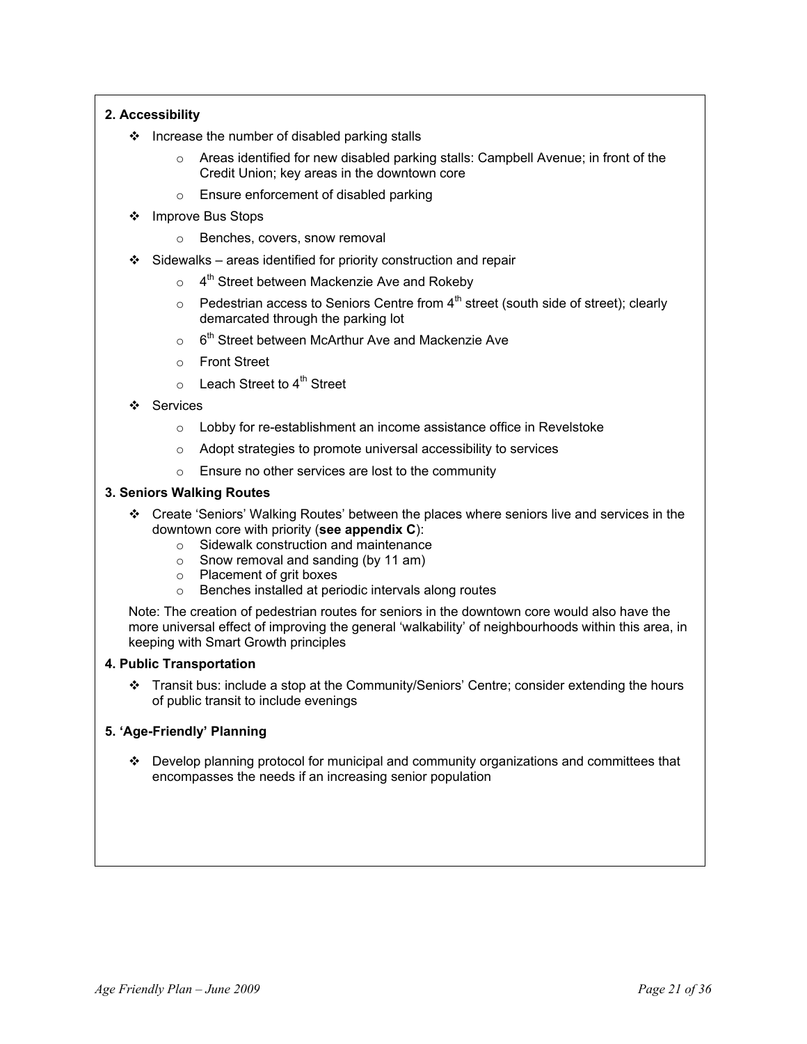**2. Accessibility**

- Increase the number of disabled parking stalls
  - Areas identified for new disabled parking stalls: Campbell Avenue; in front of the Credit Union; key areas in the downtown core
  - Ensure enforcement of disabled parking
- Improve Bus Stops
  - Benches, covers, snow removal
- Sidewalks – areas identified for priority construction and repair
  - 4th Street between Mackenzie Ave and Rokeby
  - Pedestrian access to Seniors Centre from 4th street (south side of street); clearly demarcated through the parking lot
  - 6th Street between McArthur Ave and Mackenzie Ave
  - Front Street
  - Leach Street to 4th Street
- Services
  - Lobby for re-establishment an income assistance office in Revelstoke
  - Adopt strategies to promote universal accessibility to services
  - Ensure no other services are lost to the community

**3. Seniors Walking Routes**

- Create 'Seniors' Walking Routes' between the places where seniors live and services in the downtown core with priority (**see appendix C**):
  - Sidewalk construction and maintenance
  - Snow removal and sanding (by 11 am)
  - Placement of grit boxes
  - Benches installed at periodic intervals along routes

Note: The creation of pedestrian routes for seniors in the downtown core would also have the more universal effect of improving the general 'walkability' of neighbourhoods within this area, in keeping with Smart Growth principles

**4. Public Transportation**

- Transit bus: include a stop at the Community/Seniors' Centre; consider extending the hours of public transit to include evenings

**5. 'Age-Friendly' Planning**

- Develop planning protocol for municipal and community organizations and committees that encompasses the needs if an increasing senior population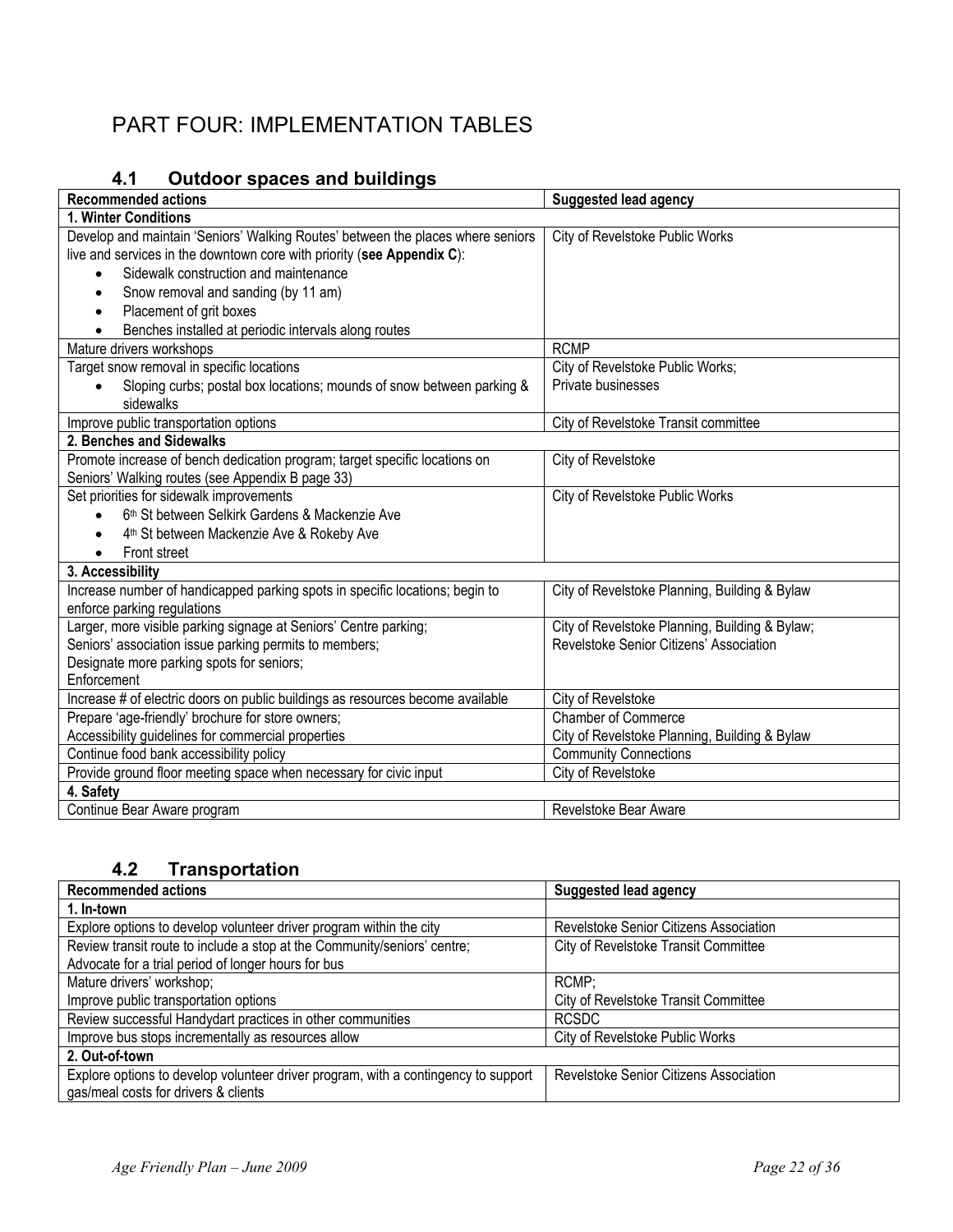# PART FOUR: IMPLEMENTATION TABLES

## 4.1 Outdoor spaces and buildings

| Recommended actions | Suggested lead agency |
|---|---|
| **1. Winter Conditions** | |
| Develop and maintain 'Seniors' Walking Routes' between the places where seniors live and services in the downtown core with priority (**see Appendix C**): <br>• Sidewalk construction and maintenance <br>• Snow removal and sanding (by 11 am) <br>• Placement of grit boxes <br>• Benches installed at periodic intervals along routes | City of Revelstoke Public Works |
| Mature drivers workshops | RCMP |
| Target snow removal in specific locations <br>• Sloping curbs; postal box locations; mounds of snow between parking & sidewalks | City of Revelstoke Public Works; Private businesses |
| Improve public transportation options | City of Revelstoke Transit committee |
| **2. Benches and Sidewalks** | |
| Promote increase of bench dedication program; target specific locations on Seniors' Walking routes (see Appendix B page 33) | City of Revelstoke |
| Set priorities for sidewalk improvements <br>• 6th St between Selkirk Gardens & Mackenzie Ave <br>• 4th St between Mackenzie Ave & Rokeby Ave <br>• Front street | City of Revelstoke Public Works |
| **3. Accessibility** | |
| Increase number of handicapped parking spots in specific locations; begin to enforce parking regulations | City of Revelstoke Planning, Building & Bylaw |
| Larger, more visible parking signage at Seniors' Centre parking; <br>Seniors' association issue parking permits to members; <br>Designate more parking spots for seniors; <br>Enforcement | City of Revelstoke Planning, Building & Bylaw; <br>Revelstoke Senior Citizens' Association |
| Increase # of electric doors on public buildings as resources become available | City of Revelstoke |
| Prepare 'age-friendly' brochure for store owners; <br>Accessibility guidelines for commercial properties | Chamber of Commerce <br>City of Revelstoke Planning, Building & Bylaw |
| Continue food bank accessibility policy | Community Connections |
| Provide ground floor meeting space when necessary for civic input | City of Revelstoke |
| **4. Safety** | |
| Continue Bear Aware program | Revelstoke Bear Aware |

## 4.2 Transportation

| Recommended actions | Suggested lead agency |
|---|---|
| **1. In-town** | |
| Explore options to develop volunteer driver program within the city | Revelstoke Senior Citizens Association |
| Review transit route to include a stop at the Community/seniors' centre; <br>Advocate for a trial period of longer hours for bus | City of Revelstoke Transit Committee |
| Mature drivers' workshop; <br>Improve public transportation options | RCMP; <br>City of Revelstoke Transit Committee |
| Review successful Handydart practices in other communities | RCSDC |
| Improve bus stops incrementally as resources allow | City of Revelstoke Public Works |
| **2. Out-of-town** | |
| Explore options to develop volunteer driver program, with a contingency to support gas/meal costs for drivers & clients | Revelstoke Senior Citizens Association |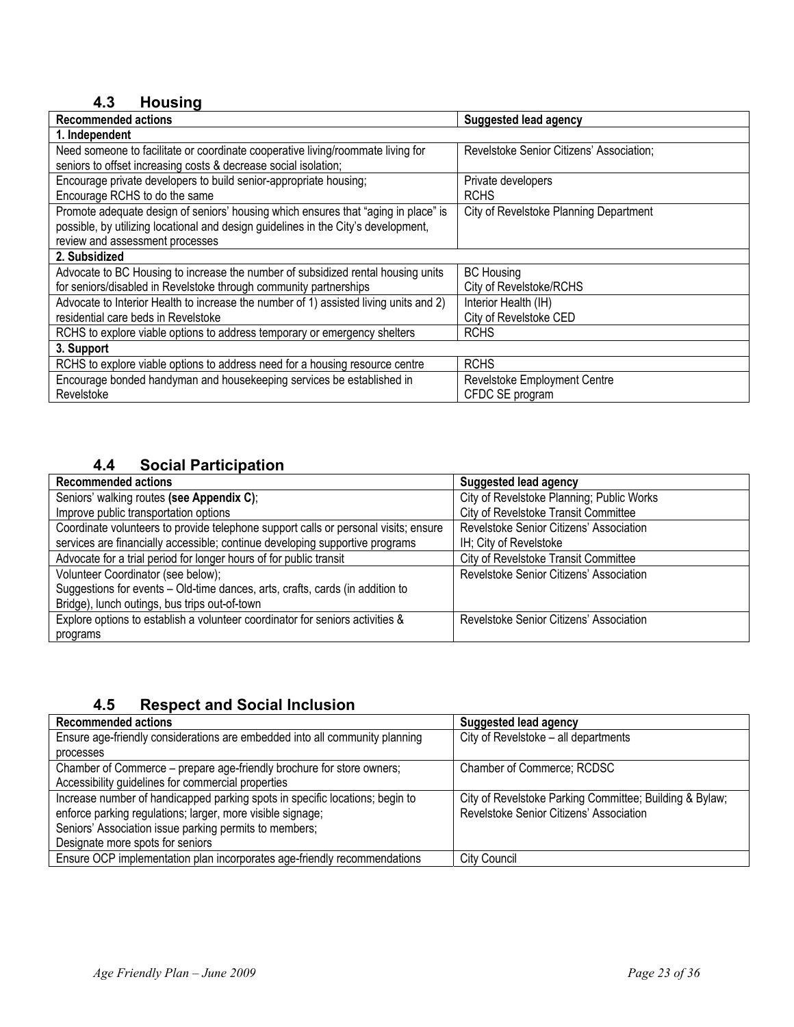## 4.3 Housing

| Recommended actions | Suggested lead agency |
|---|---|
| **1. Independent** | |
| Need someone to facilitate or coordinate cooperative living/roommate living for seniors to offset increasing costs & decrease social isolation; | Revelstoke Senior Citizens' Association; |
| Encourage private developers to build senior-appropriate housing;<br>Encourage RCHS to do the same | Private developers<br>RCHS |
| Promote adequate design of seniors' housing which ensures that "aging in place" is possible, by utilizing locational and design guidelines in the City's development, review and assessment processes | City of Revelstoke Planning Department |
| **2. Subsidized** | |
| Advocate to BC Housing to increase the number of subsidized rental housing units for seniors/disabled in Revelstoke through community partnerships | BC Housing<br>City of Revelstoke/RCHS |
| Advocate to Interior Health to increase the number of 1) assisted living units and 2) residential care beds in Revelstoke | Interior Health (IH)<br>City of Revelstoke CED |
| RCHS to explore viable options to address temporary or emergency shelters | RCHS |
| **3. Support** | |
| RCHS to explore viable options to address need for a housing resource centre | RCHS |
| Encourage bonded handyman and housekeeping services be established in Revelstoke | Revelstoke Employment Centre<br>CFDC SE program |

## 4.4 Social Participation

| Recommended actions | Suggested lead agency |
|---|---|
| Seniors' walking routes **(see Appendix C)**;<br>Improve public transportation options | City of Revelstoke Planning; Public Works<br>City of Revelstoke Transit Committee |
| Coordinate volunteers to provide telephone support calls or personal visits; ensure services are financially accessible; continue developing supportive programs | Revelstoke Senior Citizens' Association<br>IH; City of Revelstoke |
| Advocate for a trial period for longer hours of for public transit | City of Revelstoke Transit Committee |
| Volunteer Coordinator (see below);<br>Suggestions for events – Old-time dances, arts, crafts, cards (in addition to Bridge), lunch outings, bus trips out-of-town | Revelstoke Senior Citizens' Association |
| Explore options to establish a volunteer coordinator for seniors activities & programs | Revelstoke Senior Citizens' Association |

## 4.5 Respect and Social Inclusion

| Recommended actions | Suggested lead agency |
|---|---|
| Ensure age-friendly considerations are embedded into all community planning processes | City of Revelstoke – all departments |
| Chamber of Commerce – prepare age-friendly brochure for store owners;<br>Accessibility guidelines for commercial properties | Chamber of Commerce; RCDSC |
| Increase number of handicapped parking spots in specific locations; begin to enforce parking regulations; larger, more visible signage;<br>Seniors' Association issue parking permits to members;<br>Designate more spots for seniors | City of Revelstoke Parking Committee; Building & Bylaw;<br>Revelstoke Senior Citizens' Association |
| Ensure OCP implementation plan incorporates age-friendly recommendations | City Council |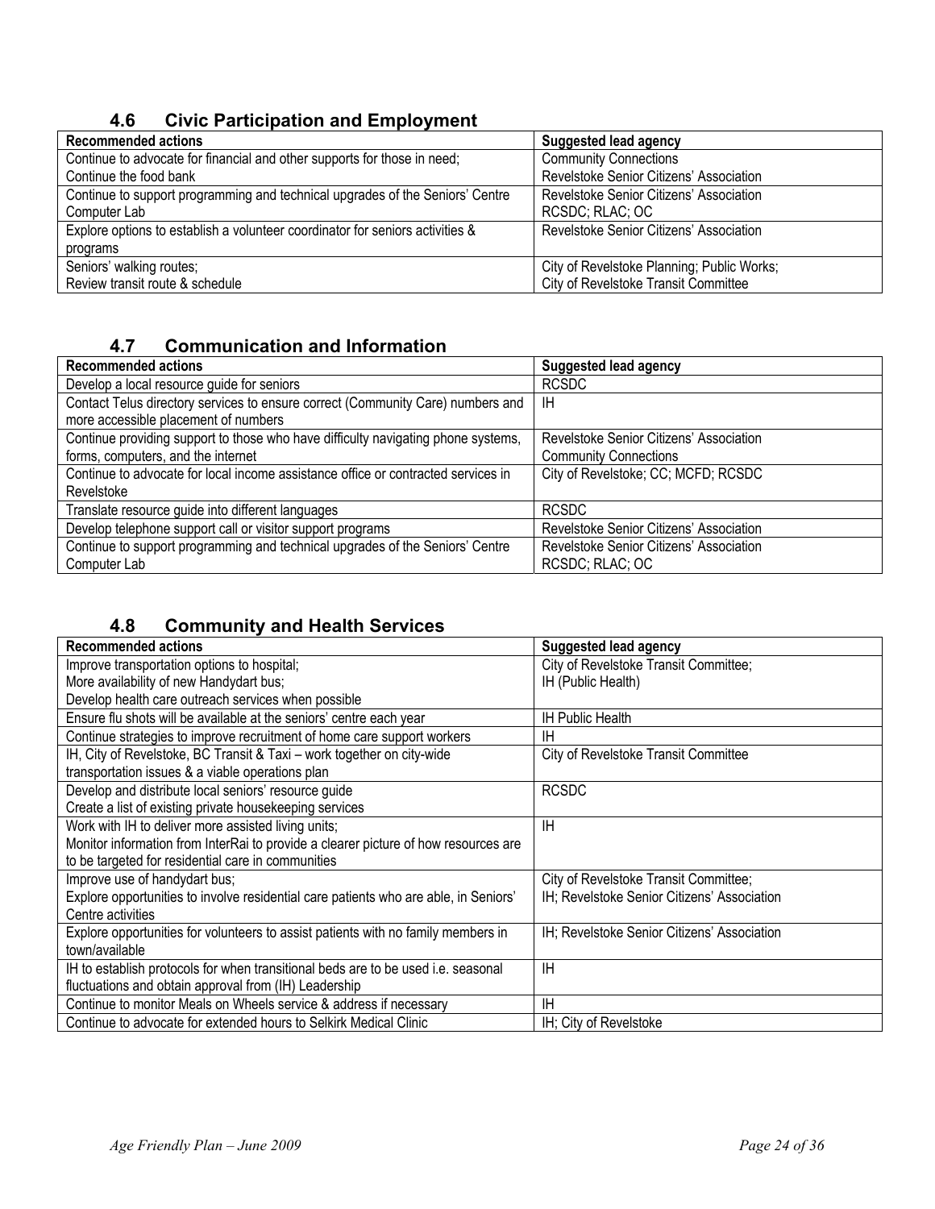## 4.6 Civic Participation and Employment

| Recommended actions | Suggested lead agency |
|---|---|
| Continue to advocate for financial and other supports for those in need;<br>Continue the food bank | Community Connections<br>Revelstoke Senior Citizens' Association |
| Continue to support programming and technical upgrades of the Seniors' Centre Computer Lab | Revelstoke Senior Citizens' Association<br>RCSDC; RLAC; OC |
| Explore options to establish a volunteer coordinator for seniors activities & programs | Revelstoke Senior Citizens' Association |
| Seniors' walking routes;<br>Review transit route & schedule | City of Revelstoke Planning; Public Works;<br>City of Revelstoke Transit Committee |

## 4.7 Communication and Information

| Recommended actions | Suggested lead agency |
|---|---|
| Develop a local resource guide for seniors | RCSDC |
| Contact Telus directory services to ensure correct (Community Care) numbers and more accessible placement of numbers | IH |
| Continue providing support to those who have difficulty navigating phone systems, forms, computers, and the internet | Revelstoke Senior Citizens' Association<br>Community Connections |
| Continue to advocate for local income assistance office or contracted services in Revelstoke | City of Revelstoke; CC; MCFD; RCSDC |
| Translate resource guide into different languages | RCSDC |
| Develop telephone support call or visitor support programs | Revelstoke Senior Citizens' Association |
| Continue to support programming and technical upgrades of the Seniors' Centre Computer Lab | Revelstoke Senior Citizens' Association<br>RCSDC; RLAC; OC |

## 4.8 Community and Health Services

| Recommended actions | Suggested lead agency |
|---|---|
| Improve transportation options to hospital;<br>More availability of new Handydart bus;<br>Develop health care outreach services when possible | City of Revelstoke Transit Committee;<br>IH (Public Health) |
| Ensure flu shots will be available at the seniors' centre each year | IH Public Health |
| Continue strategies to improve recruitment of home care support workers | IH |
| IH, City of Revelstoke, BC Transit & Taxi – work together on city-wide transportation issues & a viable operations plan | City of Revelstoke Transit Committee |
| Develop and distribute local seniors' resource guide<br>Create a list of existing private housekeeping services | RCSDC |
| Work with IH to deliver more assisted living units;<br>Monitor information from InterRai to provide a clearer picture of how resources are to be targeted for residential care in communities | IH |
| Improve use of handydart bus;<br>Explore opportunities to involve residential care patients who are able, in Seniors' Centre activities | City of Revelstoke Transit Committee;<br>IH; Revelstoke Senior Citizens' Association |
| Explore opportunities for volunteers to assist patients with no family members in town/available | IH; Revelstoke Senior Citizens' Association |
| IH to establish protocols for when transitional beds are to be used i.e. seasonal fluctuations and obtain approval from (IH) Leadership | IH |
| Continue to monitor Meals on Wheels service & address if necessary | IH |
| Continue to advocate for extended hours to Selkirk Medical Clinic | IH; City of Revelstoke |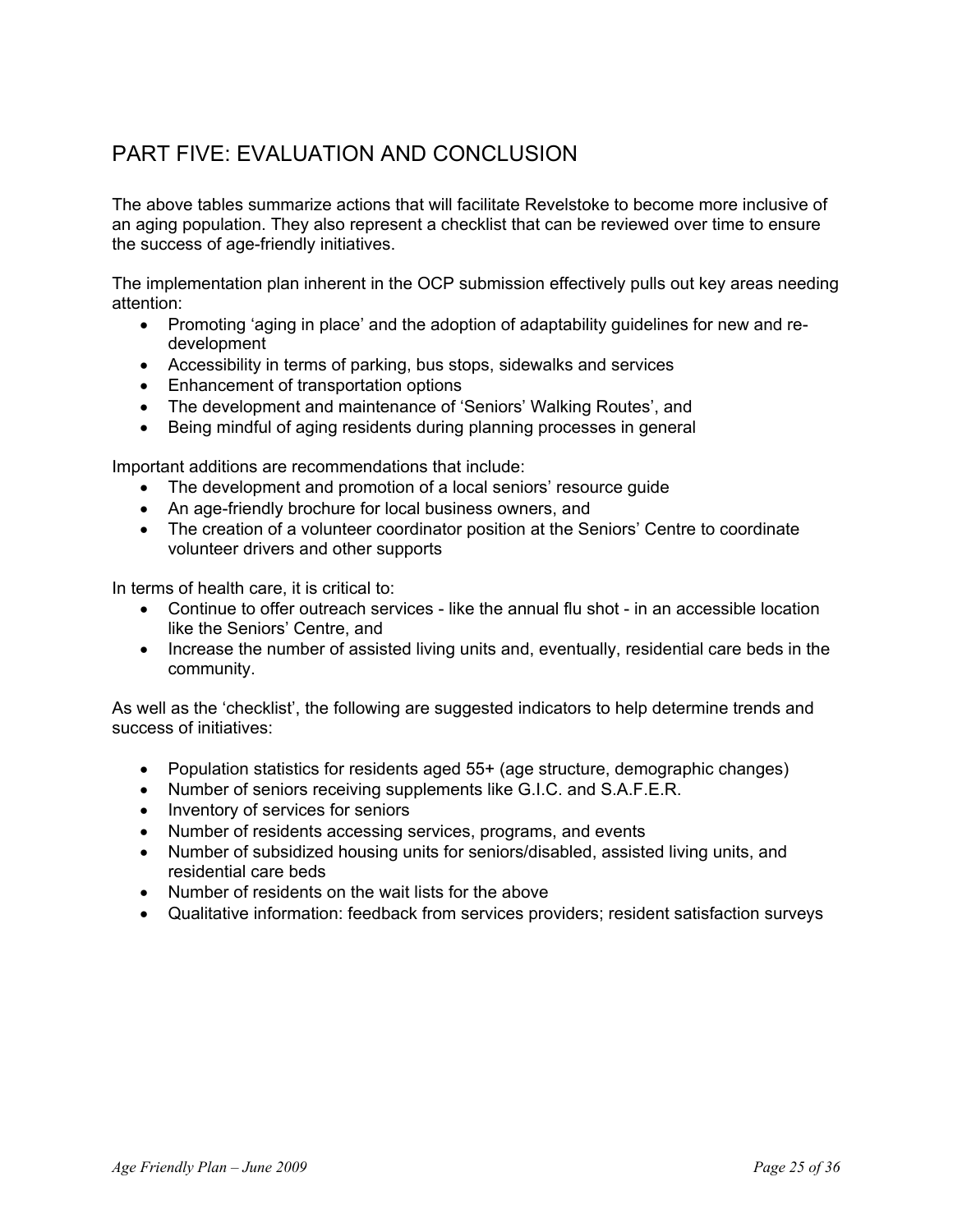## PART FIVE: EVALUATION AND CONCLUSION

The above tables summarize actions that will facilitate Revelstoke to become more inclusive of an aging population. They also represent a checklist that can be reviewed over time to ensure the success of age-friendly initiatives.

The implementation plan inherent in the OCP submission effectively pulls out key areas needing attention:

- Promoting 'aging in place' and the adoption of adaptability guidelines for new and re-development
- Accessibility in terms of parking, bus stops, sidewalks and services
- Enhancement of transportation options
- The development and maintenance of 'Seniors' Walking Routes', and
- Being mindful of aging residents during planning processes in general

Important additions are recommendations that include:

- The development and promotion of a local seniors' resource guide
- An age-friendly brochure for local business owners, and
- The creation of a volunteer coordinator position at the Seniors' Centre to coordinate volunteer drivers and other supports

In terms of health care, it is critical to:

- Continue to offer outreach services - like the annual flu shot - in an accessible location like the Seniors' Centre, and
- Increase the number of assisted living units and, eventually, residential care beds in the community.

As well as the 'checklist', the following are suggested indicators to help determine trends and success of initiatives:

- Population statistics for residents aged 55+ (age structure, demographic changes)
- Number of seniors receiving supplements like G.I.C. and S.A.F.E.R.
- Inventory of services for seniors
- Number of residents accessing services, programs, and events
- Number of subsidized housing units for seniors/disabled, assisted living units, and residential care beds
- Number of residents on the wait lists for the above
- Qualitative information: feedback from services providers; resident satisfaction surveys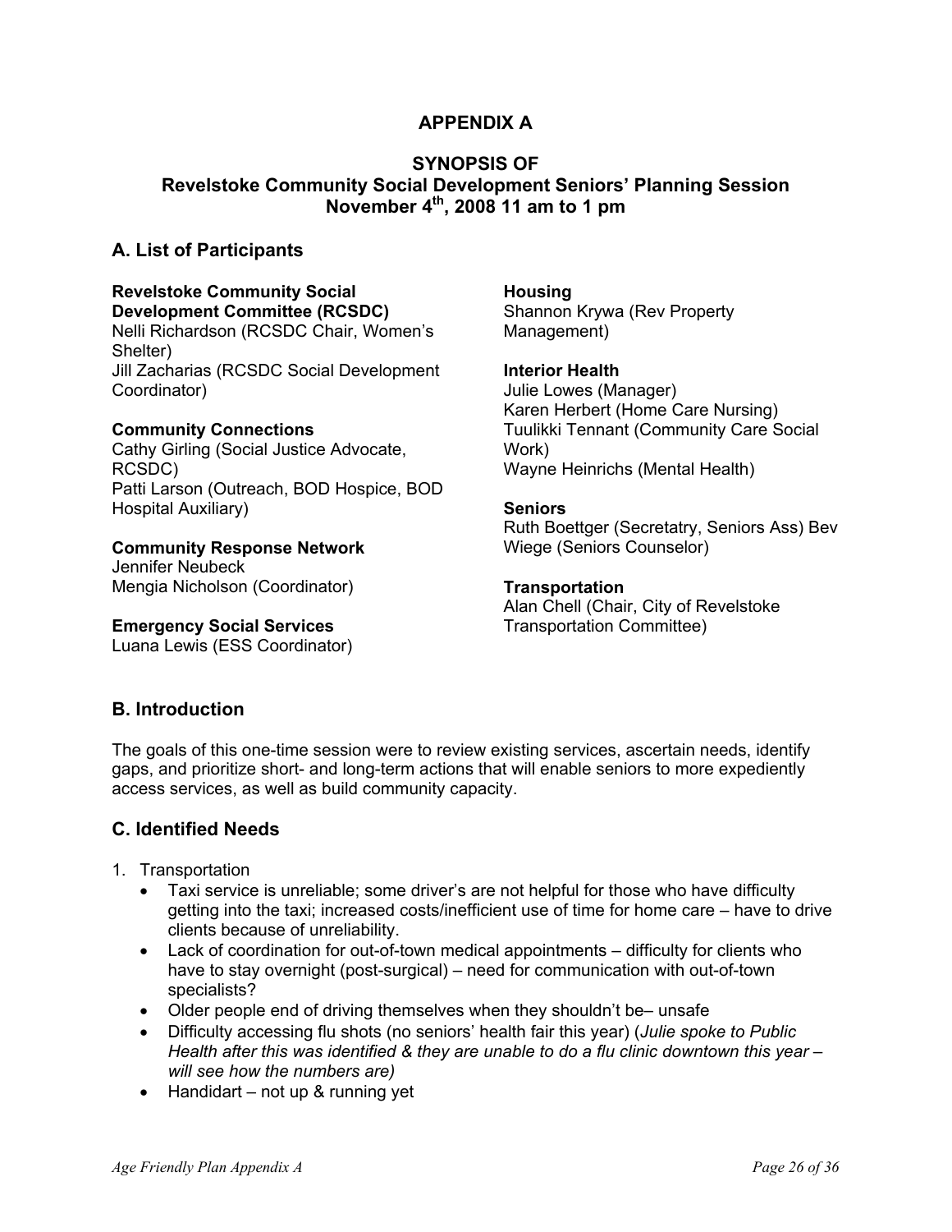# APPENDIX A

## SYNOPSIS OF Revelstoke Community Social Development Seniors' Planning Session November 4th, 2008 11 am to 1 pm

### A. List of Participants

**Revelstoke Community Social Development Committee (RCSDC)**
Nelli Richardson (RCSDC Chair, Women's Shelter)
Jill Zacharias (RCSDC Social Development Coordinator)

**Community Connections**
Cathy Girling (Social Justice Advocate, RCSDC)
Patti Larson (Outreach, BOD Hospice, BOD Hospital Auxiliary)

**Community Response Network**
Jennifer Neubeck
Mengia Nicholson (Coordinator)

**Emergency Social Services**
Luana Lewis (ESS Coordinator)

**Housing**
Shannon Krywa (Rev Property Management)

**Interior Health**
Julie Lowes (Manager)
Karen Herbert (Home Care Nursing)
Tuulikki Tennant (Community Care Social Work)
Wayne Heinrichs (Mental Health)

**Seniors**
Ruth Boettger (Secretatry, Seniors Ass) Bev Wiege (Seniors Counselor)

**Transportation**
Alan Chell (Chair, City of Revelstoke Transportation Committee)

### B. Introduction

The goals of this one-time session were to review existing services, ascertain needs, identify gaps, and prioritize short- and long-term actions that will enable seniors to more expediently access services, as well as build community capacity.

### C. Identified Needs

1. Transportation
   - Taxi service is unreliable; some driver's are not helpful for those who have difficulty getting into the taxi; increased costs/inefficient use of time for home care – have to drive clients because of unreliability.
   - Lack of coordination for out-of-town medical appointments – difficulty for clients who have to stay overnight (post-surgical) – need for communication with out-of-town specialists?
   - Older people end of driving themselves when they shouldn't be– unsafe
   - Difficulty accessing flu shots (no seniors' health fair this year) (*Julie spoke to Public Health after this was identified & they are unable to do a flu clinic downtown this year – will see how the numbers are)*
   - Handidart – not up & running yet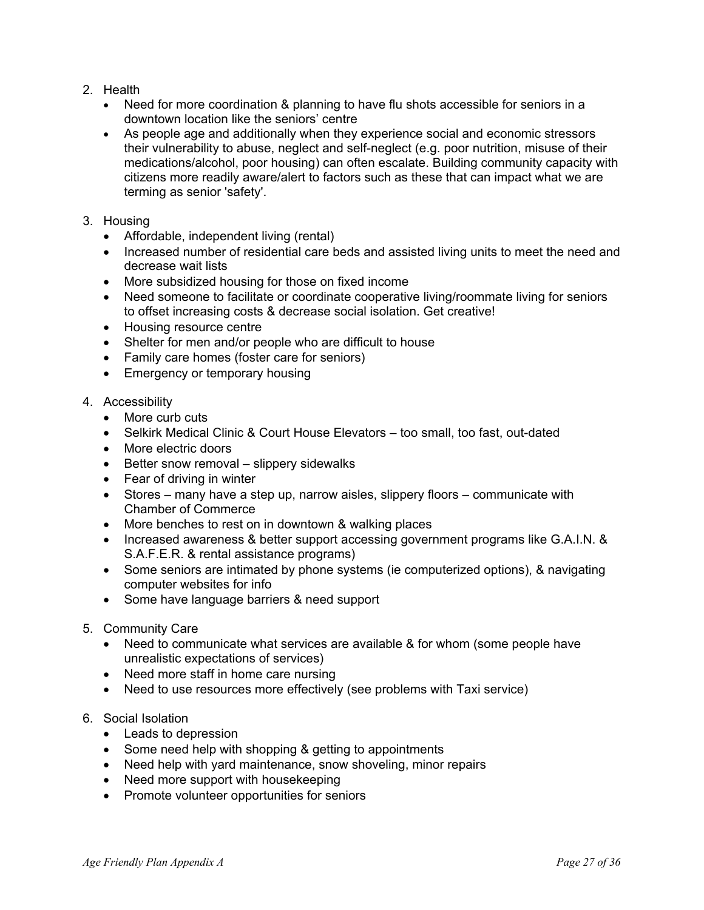2. Health
   - Need for more coordination & planning to have flu shots accessible for seniors in a downtown location like the seniors' centre
   - As people age and additionally when they experience social and economic stressors their vulnerability to abuse, neglect and self-neglect (e.g. poor nutrition, misuse of their medications/alcohol, poor housing) can often escalate. Building community capacity with citizens more readily aware/alert to factors such as these that can impact what we are terming as senior 'safety'.

3. Housing
   - Affordable, independent living (rental)
   - Increased number of residential care beds and assisted living units to meet the need and decrease wait lists
   - More subsidized housing for those on fixed income
   - Need someone to facilitate or coordinate cooperative living/roommate living for seniors to offset increasing costs & decrease social isolation. Get creative!
   - Housing resource centre
   - Shelter for men and/or people who are difficult to house
   - Family care homes (foster care for seniors)
   - Emergency or temporary housing

4. Accessibility
   - More curb cuts
   - Selkirk Medical Clinic & Court House Elevators – too small, too fast, out-dated
   - More electric doors
   - Better snow removal – slippery sidewalks
   - Fear of driving in winter
   - Stores – many have a step up, narrow aisles, slippery floors – communicate with Chamber of Commerce
   - More benches to rest on in downtown & walking places
   - Increased awareness & better support accessing government programs like G.A.I.N. & S.A.F.E.R. & rental assistance programs)
   - Some seniors are intimated by phone systems (ie computerized options), & navigating computer websites for info
   - Some have language barriers & need support

5. Community Care
   - Need to communicate what services are available & for whom (some people have unrealistic expectations of services)
   - Need more staff in home care nursing
   - Need to use resources more effectively (see problems with Taxi service)

6. Social Isolation
   - Leads to depression
   - Some need help with shopping & getting to appointments
   - Need help with yard maintenance, snow shoveling, minor repairs
   - Need more support with housekeeping
   - Promote volunteer opportunities for seniors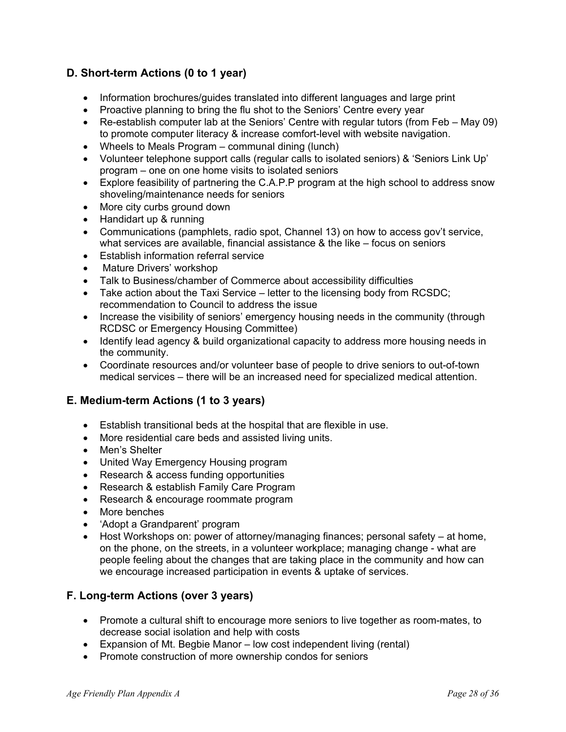### D. Short-term Actions (0 to 1 year)

- Information brochures/guides translated into different languages and large print
- Proactive planning to bring the flu shot to the Seniors' Centre every year
- Re-establish computer lab at the Seniors' Centre with regular tutors (from Feb – May 09) to promote computer literacy & increase comfort-level with website navigation.
- Wheels to Meals Program – communal dining (lunch)
- Volunteer telephone support calls (regular calls to isolated seniors) & 'Seniors Link Up' program – one on one home visits to isolated seniors
- Explore feasibility of partnering the C.A.P.P program at the high school to address snow shoveling/maintenance needs for seniors
- More city curbs ground down
- Handidart up & running
- Communications (pamphlets, radio spot, Channel 13) on how to access gov't service, what services are available, financial assistance & the like – focus on seniors
- Establish information referral service
- Mature Drivers' workshop
- Talk to Business/chamber of Commerce about accessibility difficulties
- Take action about the Taxi Service – letter to the licensing body from RCSDC; recommendation to Council to address the issue
- Increase the visibility of seniors' emergency housing needs in the community (through RCDSC or Emergency Housing Committee)
- Identify lead agency & build organizational capacity to address more housing needs in the community.
- Coordinate resources and/or volunteer base of people to drive seniors to out-of-town medical services – there will be an increased need for specialized medical attention.

### E. Medium-term Actions (1 to 3 years)

- Establish transitional beds at the hospital that are flexible in use.
- More residential care beds and assisted living units.
- Men's Shelter
- United Way Emergency Housing program
- Research & access funding opportunities
- Research & establish Family Care Program
- Research & encourage roommate program
- More benches
- 'Adopt a Grandparent' program
- Host Workshops on: power of attorney/managing finances; personal safety – at home, on the phone, on the streets, in a volunteer workplace; managing change - what are people feeling about the changes that are taking place in the community and how can we encourage increased participation in events & uptake of services.

### F. Long-term Actions (over 3 years)

- Promote a cultural shift to encourage more seniors to live together as room-mates, to decrease social isolation and help with costs
- Expansion of Mt. Begbie Manor – low cost independent living (rental)
- Promote construction of more ownership condos for seniors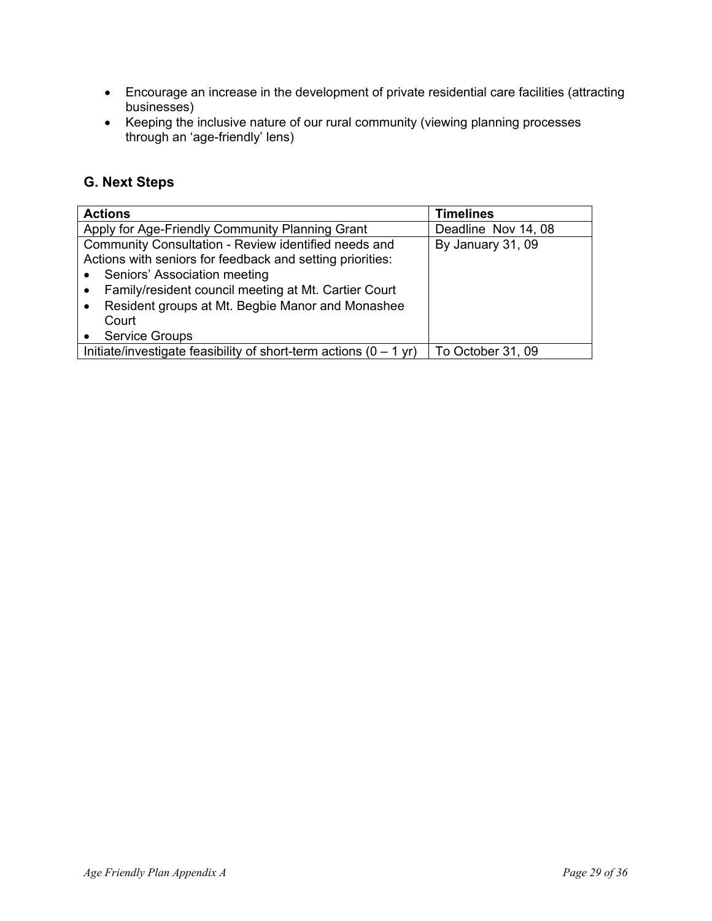- Encourage an increase in the development of private residential care facilities (attracting businesses)
- Keeping the inclusive nature of our rural community (viewing planning processes through an 'age-friendly' lens)

### G. Next Steps

| Actions | Timelines |
|---|---|
| Apply for Age-Friendly Community Planning Grant | Deadline Nov 14, 08 |
| Community Consultation - Review identified needs and Actions with seniors for feedback and setting priorities:<br>• Seniors' Association meeting<br>• Family/resident council meeting at Mt. Cartier Court<br>• Resident groups at Mt. Begbie Manor and Monashee Court<br>• Service Groups | By January 31, 09 |
| Initiate/investigate feasibility of short-term actions (0 – 1 yr) | To October 31, 09 |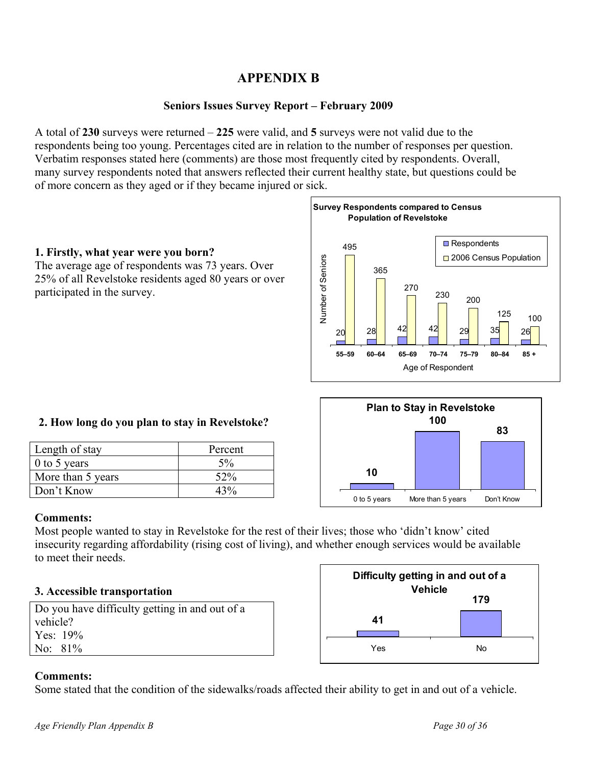# APPENDIX B

## Seniors Issues Survey Report – February 2009

A total of **230** surveys were returned – **225** were valid, and **5** surveys were not valid due to the respondents being too young. Percentages cited are in relation to the number of responses per question. Verbatim responses stated here (comments) are those most frequently cited by respondents. Overall, many survey respondents noted that answers reflected their current healthy state, but questions could be of more concern as they aged or if they became injured or sick.

### 1. Firstly, what year were you born?

The average age of respondents was 73 years. Over 25% of all Revelstoke residents aged 80 years or over participated in the survey.

**Survey Respondents compared to Census Population of Revelstoke**

| Age of Respondent | Respondents | 2006 Census Population |
|---|---|---|
| 55–59 | 20 | 495 |
| 60–64 | 28 | 365 |
| 65–69 | 42 | 270 |
| 70–74 | 42 | 230 |
| 75–79 | 29 | 200 |
| 80–84 | 35 | 125 |
| 85 + | 26 | 100 |

### 2. How long do you plan to stay in Revelstoke?

| Length of stay | Percent |
|---|---|
| 0 to 5 years | 5% |
| More than 5 years | 52% |
| Don't Know | 43% |

**Plan to Stay in Revelstoke**

| 0 to 5 years | More than 5 years | Don't Know |
|---|---|---|
| 10 | 100 | 83 |

**Comments:**

Most people wanted to stay in Revelstoke for the rest of their lives; those who 'didn't know' cited insecurity regarding affordability (rising cost of living), and whether enough services would be available to meet their needs.

### 3. Accessible transportation

Do you have difficulty getting in and out of a vehicle?
Yes: 19%
No: 81%

**Difficulty getting in and out of a Vehicle**

| Yes | No |
|---|---|
| 41 | 179 |

**Comments:**

Some stated that the condition of the sidewalks/roads affected their ability to get in and out of a vehicle.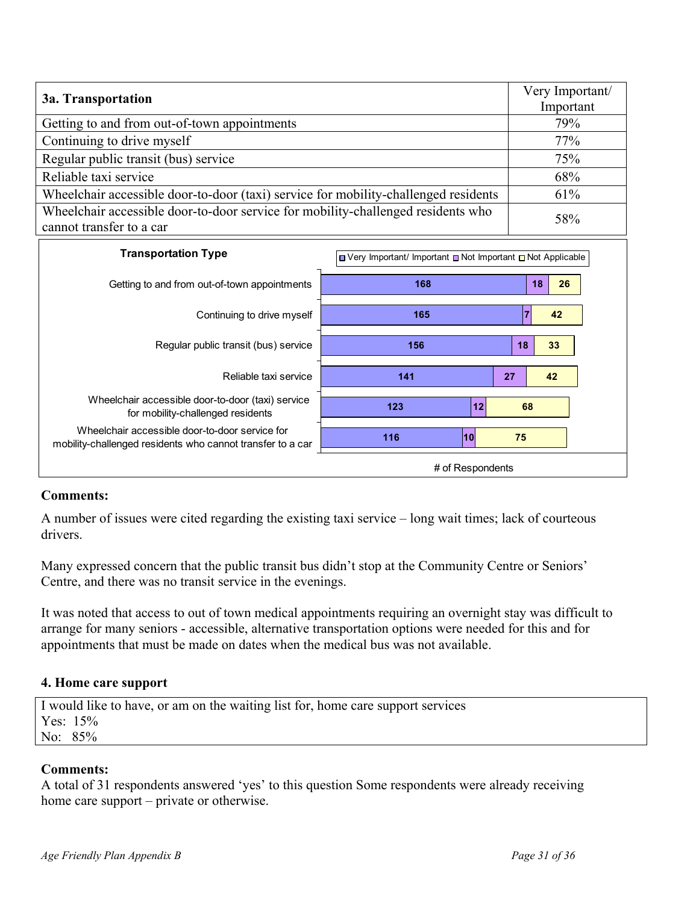| 3a. Transportation | Very Important/ Important |
|---|---|
| Getting to and from out-of-town appointments | 79% |
| Continuing to drive myself | 77% |
| Regular public transit (bus) service | 75% |
| Reliable taxi service | 68% |
| Wheelchair accessible door-to-door (taxi) service for mobility-challenged residents | 61% |
| Wheelchair accessible door-to-door service for mobility-challenged residents who cannot transfer to a car | 58% |

| Transportation Type | Very Important/ Important | Not Important | Not Applicable |
|---|---|---|---|
| Getting to and from out-of-town appointments | 168 | 18 | 26 |
| Continuing to drive myself | 165 | 7 | 42 |
| Regular public transit (bus) service | 156 | 18 | 33 |
| Reliable taxi service | 141 | 27 | 42 |
| Wheelchair accessible door-to-door (taxi) service for mobility-challenged residents | 123 | 12 | 68 |
| Wheelchair accessible door-to-door service for mobility-challenged residents who cannot transfer to a car | 116 | 10 | 75 |

# of Respondents

**Comments:**

A number of issues were cited regarding the existing taxi service – long wait times; lack of courteous drivers.

Many expressed concern that the public transit bus didn't stop at the Community Centre or Seniors' Centre, and there was no transit service in the evenings.

It was noted that access to out of town medical appointments requiring an overnight stay was difficult to arrange for many seniors - accessible, alternative transportation options were needed for this and for appointments that must be made on dates when the medical bus was not available.

### 4. Home care support

I would like to have, or am on the waiting list for, home care support services
Yes: 15%
No: 85%

**Comments:**
A total of 31 respondents answered 'yes' to this question Some respondents were already receiving home care support – private or otherwise.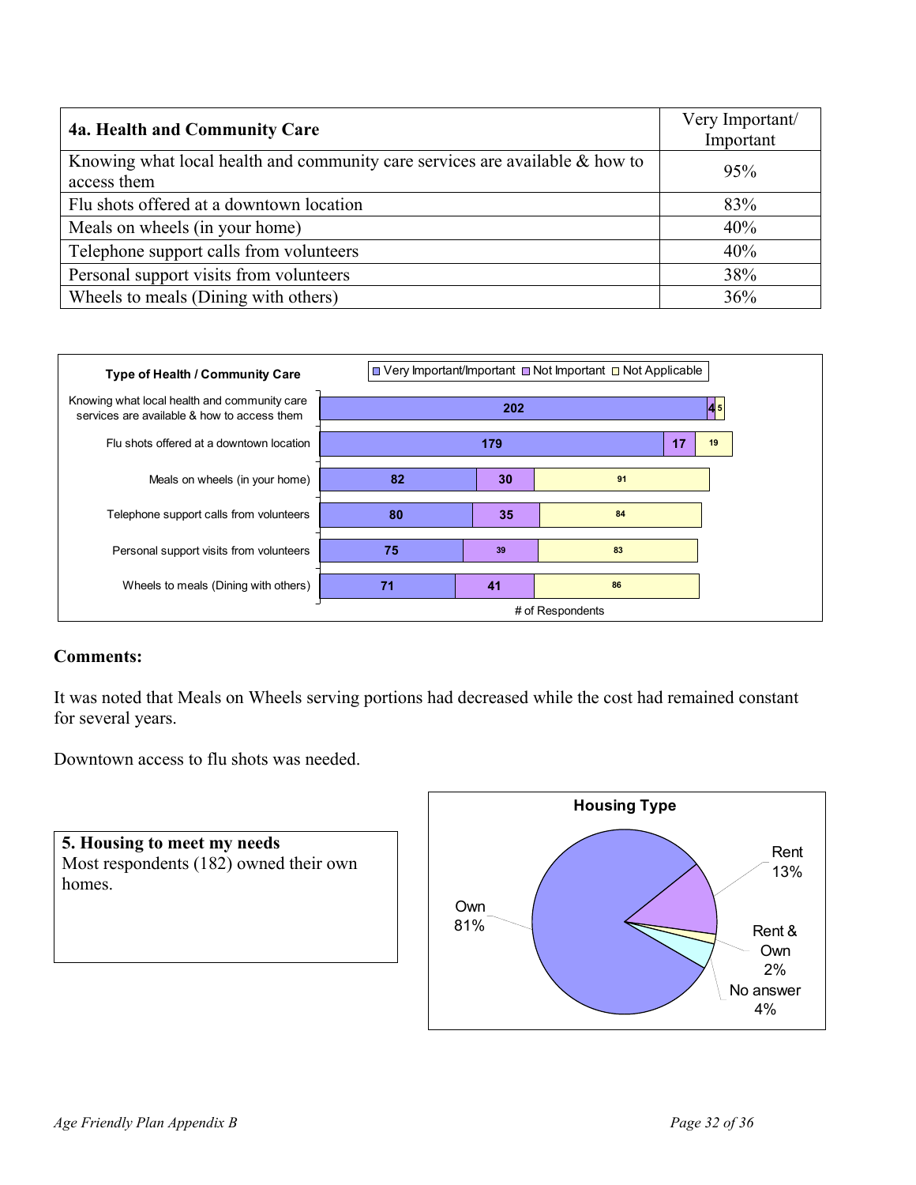| 4a. Health and Community Care | Very Important/ Important |
|---|---|
| Knowing what local health and community care services are available & how to access them | 95% |
| Flu shots offered at a downtown location | 83% |
| Meals on wheels (in your home) | 40% |
| Telephone support calls from volunteers | 40% |
| Personal support visits from volunteers | 38% |
| Wheels to meals (Dining with others) | 36% |

| Type of Health / Community Care | Very Important/Important | Not Important | Not Applicable |
|---|---|---|---|
| Knowing what local health and community care services are available & how to access them | 202 | 4 | 5 |
| Flu shots offered at a downtown location | 179 | 17 | 19 |
| Meals on wheels (in your home) | 82 | 30 | 91 |
| Telephone support calls from volunteers | 80 | 35 | 84 |
| Personal support visits from volunteers | 75 | 39 | 83 |
| Wheels to meals (Dining with others) | 71 | 41 | 86 |

# of Respondents

**Comments:**

It was noted that Meals on Wheels serving portions had decreased while the cost had remained constant for several years.

Downtown access to flu shots was needed.

**5. Housing to meet my needs**
Most respondents (182) owned their own homes.

**Housing Type**

| Housing Type | % |
|---|---|
| Own | 81% |
| Rent | 13% |
| Rent & Own | 2% |
| No answer | 4% |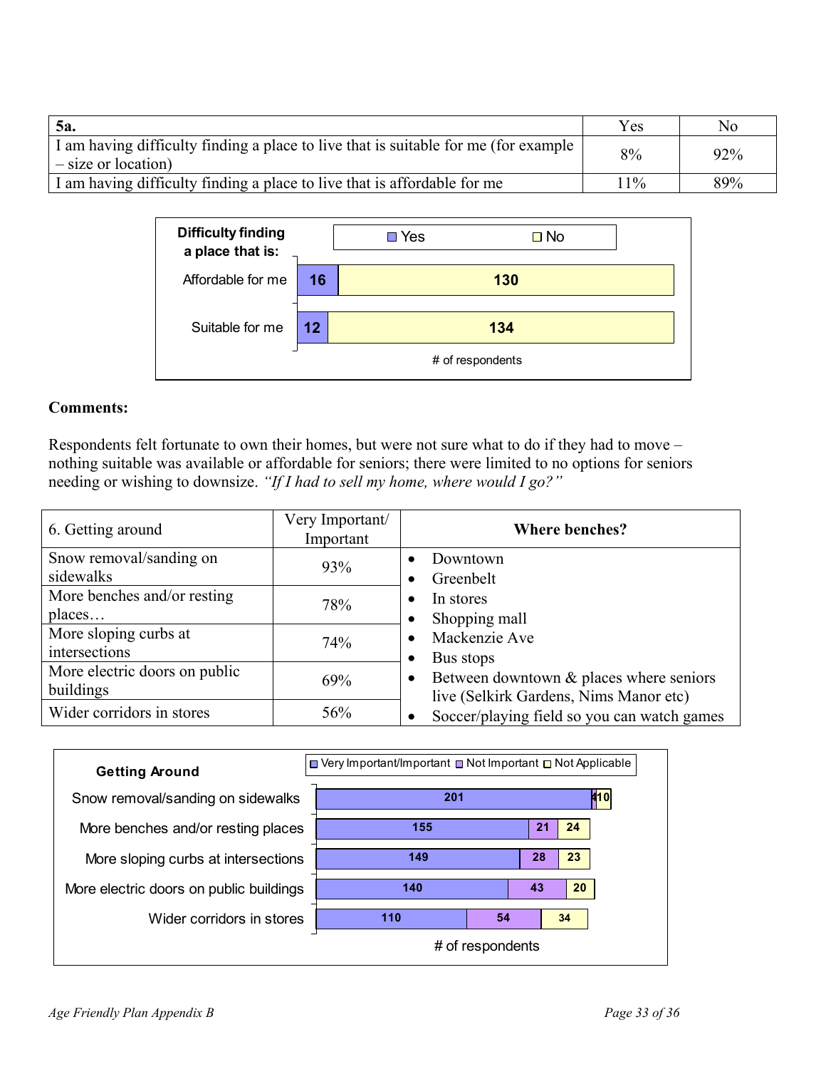| 5a. | Yes | No |
| --- | --- | --- |
| I am having difficulty finding a place to live that is suitable for me (for example – size or location) | 8% | 92% |
| I am having difficulty finding a place to live that is affordable for me | 11% | 89% |

**Difficulty finding a place that is:**

| | Yes | No |
| --- | --- | --- |
| Affordable for me | 16 | 130 |
| Suitable for me | 12 | 134 |

# of respondents

**Comments:**

Respondents felt fortunate to own their homes, but were not sure what to do if they had to move – nothing suitable was available or affordable for seniors; there were limited to no options for seniors needing or wishing to downsize. *"If I had to sell my home, where would I go?"*

| 6. Getting around | Very Important/ Important | **Where benches?** |
| --- | --- | --- |
| Snow removal/sanding on sidewalks | 93% | • Downtown<br>• Greenbelt |
| More benches and/or resting places… | 78% | • In stores<br>• Shopping mall |
| More sloping curbs at intersections | 74% | • Mackenzie Ave<br>• Bus stops |
| More electric doors on public buildings | 69% | • Between downtown & places where seniors live (Selkirk Gardens, Nims Manor etc) |
| Wider corridors in stores | 56% | • Soccer/playing field so you can watch games |

**Getting Around**

| | Very Important/Important | Not Important | Not Applicable |
| --- | --- | --- | --- |
| Snow removal/sanding on sidewalks | 201 | 4 | 10 |
| More benches and/or resting places | 155 | 21 | 24 |
| More sloping curbs at intersections | 149 | 28 | 23 |
| More electric doors on public buildings | 140 | 43 | 20 |
| Wider corridors in stores | 110 | 54 | 34 |

# of respondents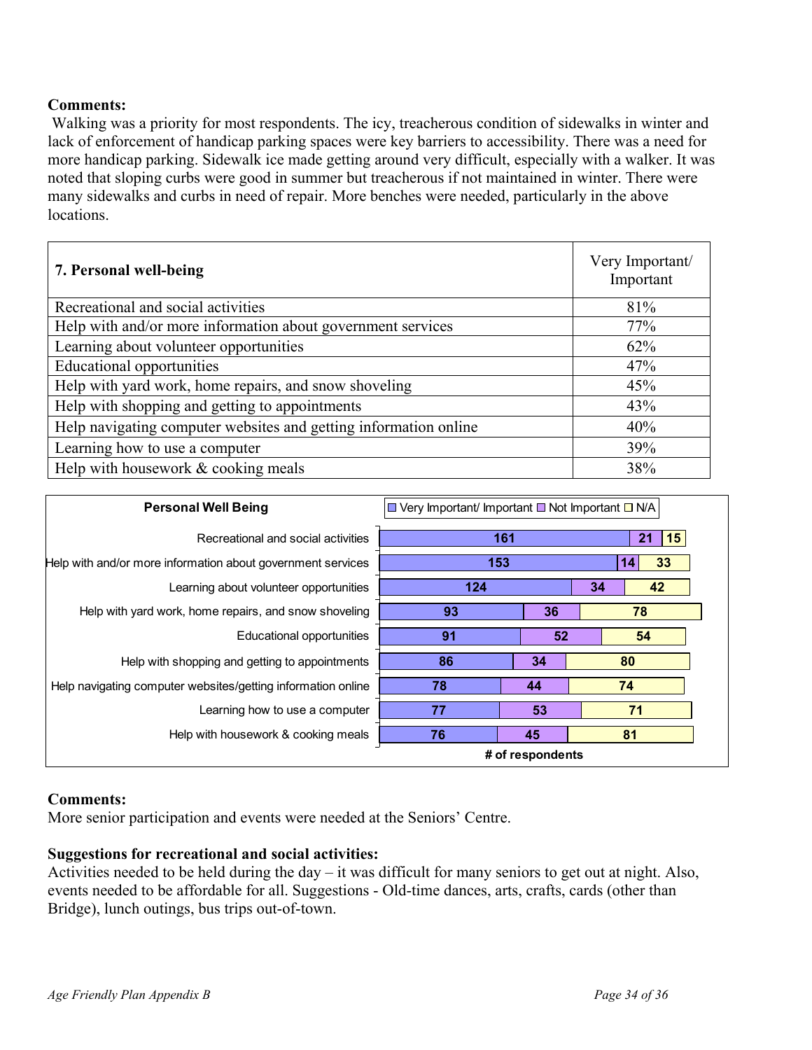**Comments:**

Walking was a priority for most respondents. The icy, treacherous condition of sidewalks in winter and lack of enforcement of handicap parking spaces were key barriers to accessibility. There was a need for more handicap parking. Sidewalk ice made getting around very difficult, especially with a walker. It was noted that sloping curbs were good in summer but treacherous if not maintained in winter. There were many sidewalks and curbs in need of repair. More benches were needed, particularly in the above locations.

| **7. Personal well-being** | Very Important/ Important |
|---|---|
| Recreational and social activities | 81% |
| Help with and/or more information about government services | 77% |
| Learning about volunteer opportunities | 62% |
| Educational opportunities | 47% |
| Help with yard work, home repairs, and snow shoveling | 45% |
| Help with shopping and getting to appointments | 43% |
| Help navigating computer websites and getting information online | 40% |
| Learning how to use a computer | 39% |
| Help with housework & cooking meals | 38% |

**Personal Well Being** (# of respondents)

| | Very Important/ Important | Not Important | N/A |
|---|---|---|---|
| Recreational and social activities | 161 | 21 | 15 |
| Help with and/or more information about government services | 153 | 14 | 33 |
| Learning about volunteer opportunities | 124 | 34 | 42 |
| Help with yard work, home repairs, and snow shoveling | 93 | 36 | 78 |
| Educational opportunities | 91 | 52 | 54 |
| Help with shopping and getting to appointments | 86 | 34 | 80 |
| Help navigating computer websites/getting information online | 78 | 44 | 74 |
| Learning how to use a computer | 77 | 53 | 71 |
| Help with housework & cooking meals | 76 | 45 | 81 |

**Comments:**

More senior participation and events were needed at the Seniors' Centre.

**Suggestions for recreational and social activities:**

Activities needed to be held during the day – it was difficult for many seniors to get out at night. Also, events needed to be affordable for all. Suggestions - Old-time dances, arts, crafts, cards (other than Bridge), lunch outings, bus trips out-of-town.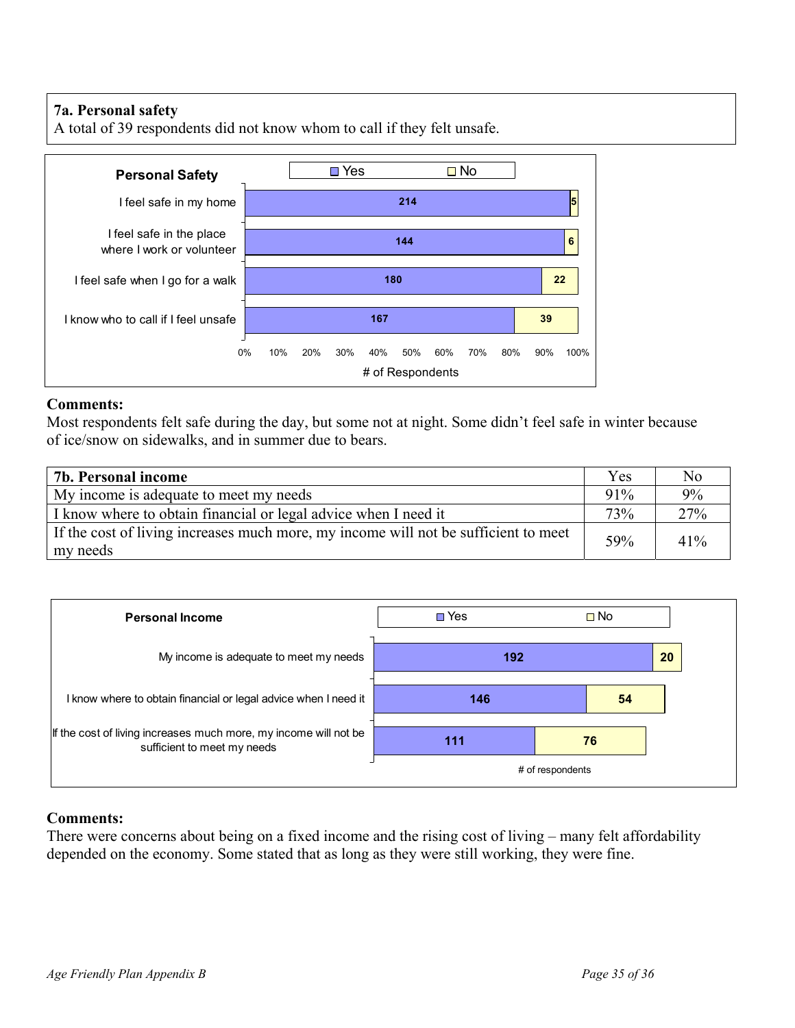**7a. Personal safety**
A total of 39 respondents did not know whom to call if they felt unsafe.

**Personal Safety**

| | Yes | No |
|---|---|---|
| I feel safe in my home | 214 | 5 |
| I feel safe in the place where I work or volunteer | 144 | 6 |
| I feel safe when I go for a walk | 180 | 22 |
| I know who to call if I feel unsafe | 167 | 39 |

**Comments:**
Most respondents felt safe during the day, but some not at night. Some didn't feel safe in winter because of ice/snow on sidewalks, and in summer due to bears.

| 7b. Personal income | Yes | No |
|---|---|---|
| My income is adequate to meet my needs | 91% | 9% |
| I know where to obtain financial or legal advice when I need it | 73% | 27% |
| If the cost of living increases much more, my income will not be sufficient to meet my needs | 59% | 41% |

**Personal Income**

| | Yes | No |
|---|---|---|
| My income is adequate to meet my needs | 192 | 20 |
| I know where to obtain financial or legal advice when I need it | 146 | 54 |
| If the cost of living increases much more, my income will not be sufficient to meet my needs | 111 | 76 |

**Comments:**
There were concerns about being on a fixed income and the rising cost of living – many felt affordability depended on the economy. Some stated that as long as they were still working, they were fine.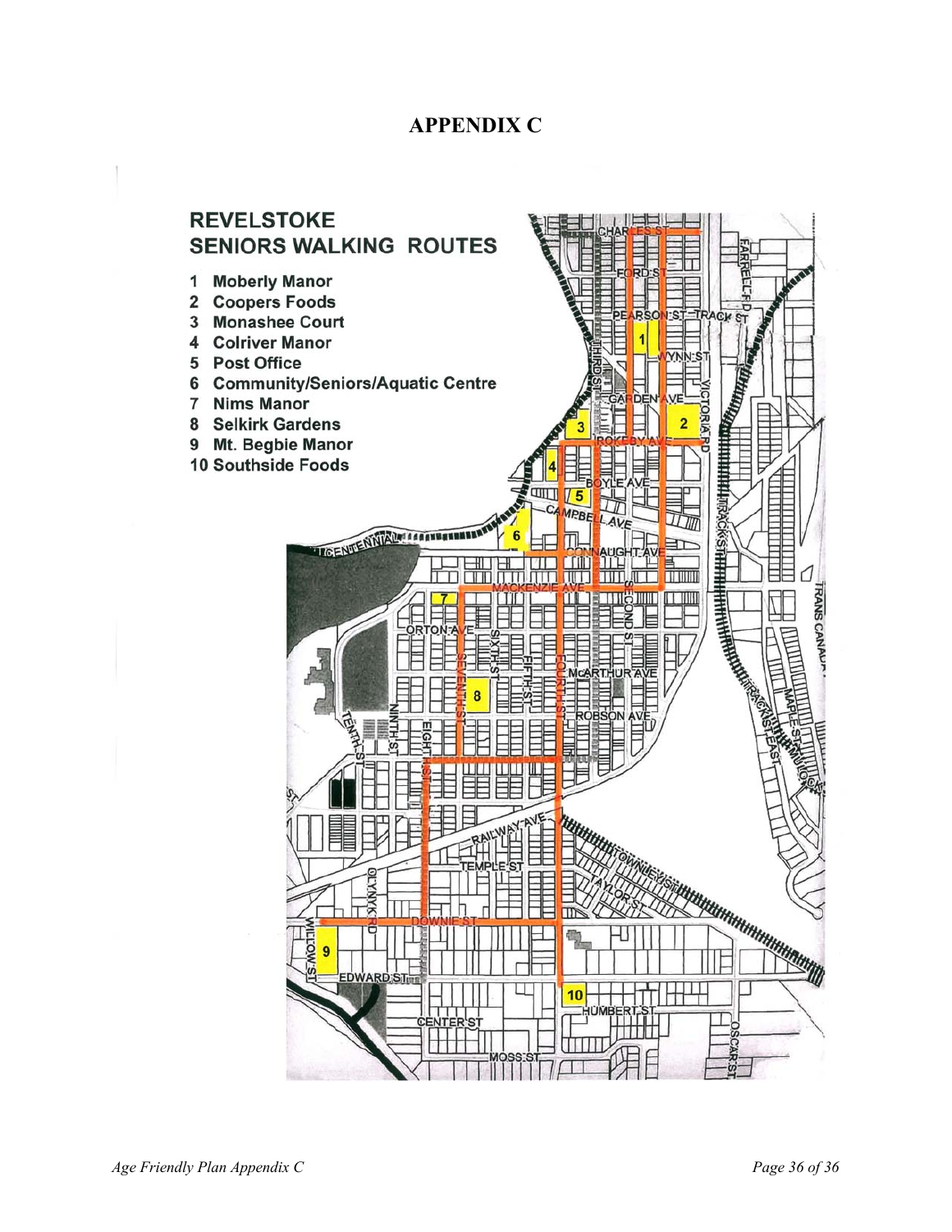# APPENDIX C

**REVELSTOKE**
**SENIORS WALKING ROUTES**

1 **Moberly Manor**
2 **Coopers Foods**
3 **Monashee Court**
4 **Colriver Manor**
5 **Post Office**
6 **Community/Seniors/Aquatic Centre**
7 **Nims Manor**
8 **Selkirk Gardens**
9 **Mt. Begbie Manor**
10 **Southside Foods**